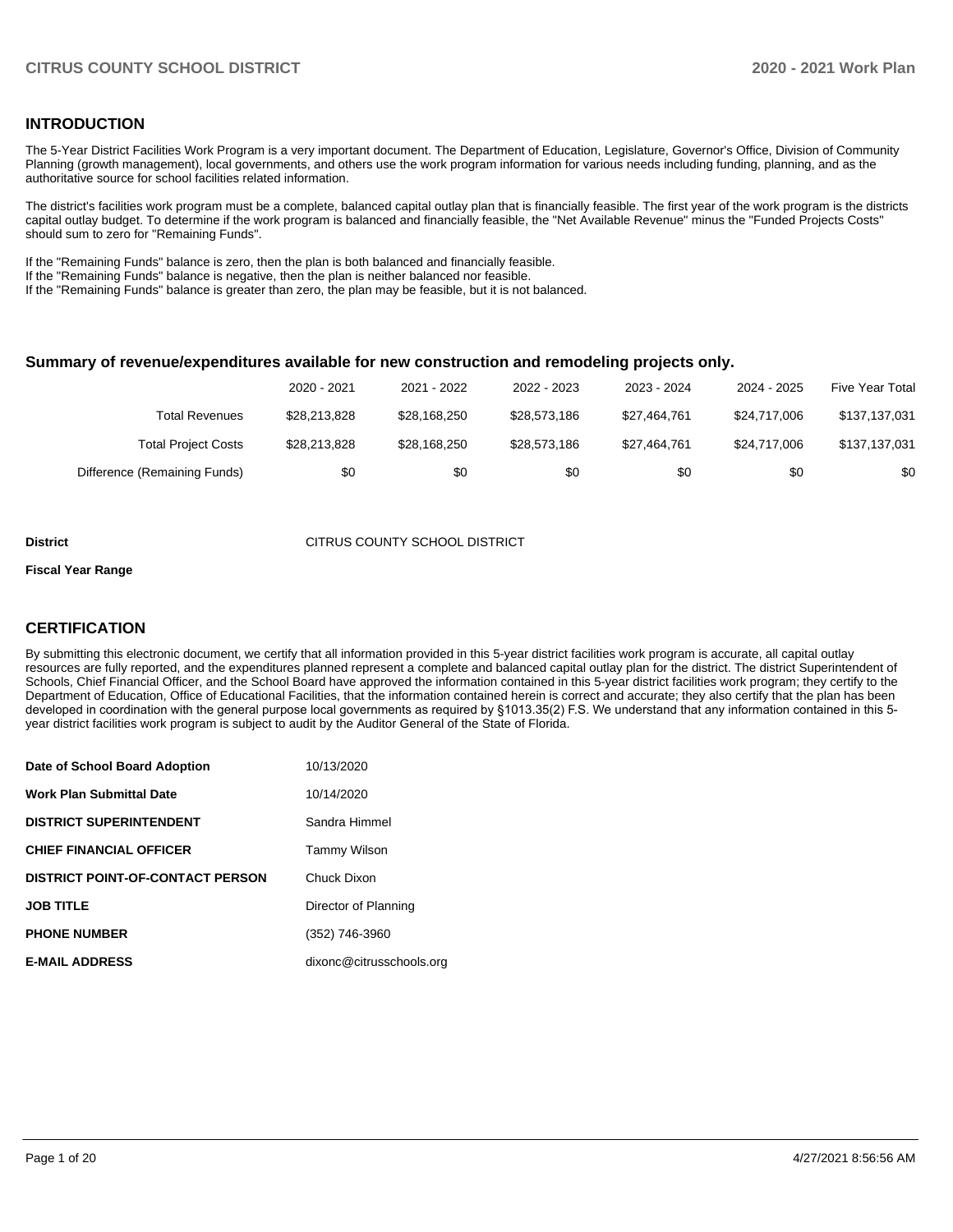## INTRODUCTION

The 5-Year District Facilities Work Program is a very important document. The Department of Education, Legislature, Governor's Office, Division of Community Planning (growth management), local governments, and others use the work program information for various needs including funding, planning, and as the authoritative source for school facilities related information.

The district's facilities work program must be a complete, balanced capital outlay plan that is financially feasible. The first year of the work program is the districts capital outlay budget. To determine if the work program is balanced and financially feasible, the "Net Available Revenue" minus the "Funded Projects Costs" should sum to zero for "Remaining Funds".

If the "Remaining Funds" balance is zero, then the plan is both balanced and financially feasible.
If the "Remaining Funds" balance is negative, then the plan is neither balanced nor feasible.
If the "Remaining Funds" balance is greater than zero, the plan may be feasible, but it is not balanced.

### Summary of revenue/expenditures available for new construction and remodeling projects only.

| | 2020 - 2021 | 2021 - 2022 | 2022 - 2023 | 2023 - 2024 | 2024 - 2025 | Five Year Total |
|---|---|---|---|---|---|---|
| Total Revenues | $28,213,828 | $28,168,250 | $28,573,186 | $27,464,761 | $24,717,006 | $137,137,031 |
| Total Project Costs | $28,213,828 | $28,168,250 | $28,573,186 | $27,464,761 | $24,717,006 | $137,137,031 |
| Difference (Remaining Funds) | $0 | $0 | $0 | $0 | $0 | $0 |

**District** CITRUS COUNTY SCHOOL DISTRICT

**Fiscal Year Range**

## CERTIFICATION

By submitting this electronic document, we certify that all information provided in this 5-year district facilities work program is accurate, all capital outlay resources are fully reported, and the expenditures planned represent a complete and balanced capital outlay plan for the district. The district Superintendent of Schools, Chief Financial Officer, and the School Board have approved the information contained in this 5-year district facilities work program; they certify to the Department of Education, Office of Educational Facilities, that the information contained herein is correct and accurate; they also certify that the plan has been developed in coordination with the general purpose local governments as required by §1013.35(2) F.S. We understand that any information contained in this 5-year district facilities work program is subject to audit by the Auditor General of the State of Florida.

| | |
|---|---|
| **Date of School Board Adoption** | 10/13/2020 |
| **Work Plan Submittal Date** | 10/14/2020 |
| **DISTRICT SUPERINTENDENT** | Sandra Himmel |
| **CHIEF FINANCIAL OFFICER** | Tammy Wilson |
| **DISTRICT POINT-OF-CONTACT PERSON** | Chuck Dixon |
| **JOB TITLE** | Director of Planning |
| **PHONE NUMBER** | (352) 746-3960 |
| **E-MAIL ADDRESS** | dixonc@citrusschools.org |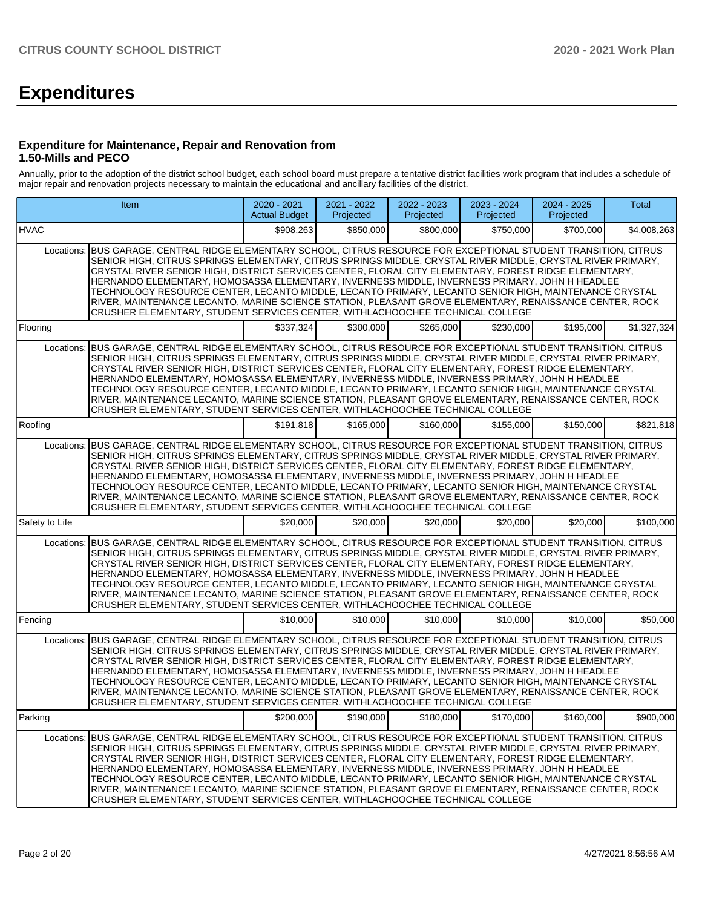# Expenditures

### Expenditure for Maintenance, Repair and Renovation from 1.50-Mills and PECO

Annually, prior to the adoption of the district school budget, each school board must prepare a tentative district facilities work program that includes a schedule of major repair and renovation projects necessary to maintain the educational and ancillary facilities of the district.

| Item | | 2020 - 2021 Actual Budget | 2021 - 2022 Projected | 2022 - 2023 Projected | 2023 - 2024 Projected | 2024 - 2025 Projected | Total |
|---|---|---|---|---|---|---|---|
| HVAC | | $908,263 | $850,000 | $800,000 | $750,000 | $700,000 | $4,008,263 |
| Locations: | BUS GARAGE, CENTRAL RIDGE ELEMENTARY SCHOOL, CITRUS RESOURCE FOR EXCEPTIONAL STUDENT TRANSITION, CITRUS SENIOR HIGH, CITRUS SPRINGS ELEMENTARY, CITRUS SPRINGS MIDDLE, CRYSTAL RIVER MIDDLE, CRYSTAL RIVER PRIMARY, CRYSTAL RIVER SENIOR HIGH, DISTRICT SERVICES CENTER, FLORAL CITY ELEMENTARY, FOREST RIDGE ELEMENTARY, HERNANDO ELEMENTARY, HOMOSASSA ELEMENTARY, INVERNESS MIDDLE, INVERNESS PRIMARY, JOHN H HEADLEE TECHNOLOGY RESOURCE CENTER, LECANTO MIDDLE, LECANTO PRIMARY, LECANTO SENIOR HIGH, MAINTENANCE CRYSTAL RIVER, MAINTENANCE LECANTO, MARINE SCIENCE STATION, PLEASANT GROVE ELEMENTARY, RENAISSANCE CENTER, ROCK CRUSHER ELEMENTARY, STUDENT SERVICES CENTER, WITHLACHOOCHEE TECHNICAL COLLEGE | | | | | | |
| Flooring | | $337,324 | $300,000 | $265,000 | $230,000 | $195,000 | $1,327,324 |
| Locations: | BUS GARAGE, CENTRAL RIDGE ELEMENTARY SCHOOL, CITRUS RESOURCE FOR EXCEPTIONAL STUDENT TRANSITION, CITRUS SENIOR HIGH, CITRUS SPRINGS ELEMENTARY, CITRUS SPRINGS MIDDLE, CRYSTAL RIVER MIDDLE, CRYSTAL RIVER PRIMARY, CRYSTAL RIVER SENIOR HIGH, DISTRICT SERVICES CENTER, FLORAL CITY ELEMENTARY, FOREST RIDGE ELEMENTARY, HERNANDO ELEMENTARY, HOMOSASSA ELEMENTARY, INVERNESS MIDDLE, INVERNESS PRIMARY, JOHN H HEADLEE TECHNOLOGY RESOURCE CENTER, LECANTO MIDDLE, LECANTO PRIMARY, LECANTO SENIOR HIGH, MAINTENANCE CRYSTAL RIVER, MAINTENANCE LECANTO, MARINE SCIENCE STATION, PLEASANT GROVE ELEMENTARY, RENAISSANCE CENTER, ROCK CRUSHER ELEMENTARY, STUDENT SERVICES CENTER, WITHLACHOOCHEE TECHNICAL COLLEGE | | | | | | |
| Roofing | | $191,818 | $165,000 | $160,000 | $155,000 | $150,000 | $821,818 |
| Locations: | BUS GARAGE, CENTRAL RIDGE ELEMENTARY SCHOOL, CITRUS RESOURCE FOR EXCEPTIONAL STUDENT TRANSITION, CITRUS SENIOR HIGH, CITRUS SPRINGS ELEMENTARY, CITRUS SPRINGS MIDDLE, CRYSTAL RIVER MIDDLE, CRYSTAL RIVER PRIMARY, CRYSTAL RIVER SENIOR HIGH, DISTRICT SERVICES CENTER, FLORAL CITY ELEMENTARY, FOREST RIDGE ELEMENTARY, HERNANDO ELEMENTARY, HOMOSASSA ELEMENTARY, INVERNESS MIDDLE, INVERNESS PRIMARY, JOHN H HEADLEE TECHNOLOGY RESOURCE CENTER, LECANTO MIDDLE, LECANTO PRIMARY, LECANTO SENIOR HIGH, MAINTENANCE CRYSTAL RIVER, MAINTENANCE LECANTO, MARINE SCIENCE STATION, PLEASANT GROVE ELEMENTARY, RENAISSANCE CENTER, ROCK CRUSHER ELEMENTARY, STUDENT SERVICES CENTER, WITHLACHOOCHEE TECHNICAL COLLEGE | | | | | | |
| Safety to Life | | $20,000 | $20,000 | $20,000 | $20,000 | $20,000 | $100,000 |
| Locations: | BUS GARAGE, CENTRAL RIDGE ELEMENTARY SCHOOL, CITRUS RESOURCE FOR EXCEPTIONAL STUDENT TRANSITION, CITRUS SENIOR HIGH, CITRUS SPRINGS ELEMENTARY, CITRUS SPRINGS MIDDLE, CRYSTAL RIVER MIDDLE, CRYSTAL RIVER PRIMARY, CRYSTAL RIVER SENIOR HIGH, DISTRICT SERVICES CENTER, FLORAL CITY ELEMENTARY, FOREST RIDGE ELEMENTARY, HERNANDO ELEMENTARY, HOMOSASSA ELEMENTARY, INVERNESS MIDDLE, INVERNESS PRIMARY, JOHN H HEADLEE TECHNOLOGY RESOURCE CENTER, LECANTO MIDDLE, LECANTO PRIMARY, LECANTO SENIOR HIGH, MAINTENANCE CRYSTAL RIVER, MAINTENANCE LECANTO, MARINE SCIENCE STATION, PLEASANT GROVE ELEMENTARY, RENAISSANCE CENTER, ROCK CRUSHER ELEMENTARY, STUDENT SERVICES CENTER, WITHLACHOOCHEE TECHNICAL COLLEGE | | | | | | |
| Fencing | | $10,000 | $10,000 | $10,000 | $10,000 | $10,000 | $50,000 |
| Locations: | BUS GARAGE, CENTRAL RIDGE ELEMENTARY SCHOOL, CITRUS RESOURCE FOR EXCEPTIONAL STUDENT TRANSITION, CITRUS SENIOR HIGH, CITRUS SPRINGS ELEMENTARY, CITRUS SPRINGS MIDDLE, CRYSTAL RIVER MIDDLE, CRYSTAL RIVER PRIMARY, CRYSTAL RIVER SENIOR HIGH, DISTRICT SERVICES CENTER, FLORAL CITY ELEMENTARY, FOREST RIDGE ELEMENTARY, HERNANDO ELEMENTARY, HOMOSASSA ELEMENTARY, INVERNESS MIDDLE, INVERNESS PRIMARY, JOHN H HEADLEE TECHNOLOGY RESOURCE CENTER, LECANTO MIDDLE, LECANTO PRIMARY, LECANTO SENIOR HIGH, MAINTENANCE CRYSTAL RIVER, MAINTENANCE LECANTO, MARINE SCIENCE STATION, PLEASANT GROVE ELEMENTARY, RENAISSANCE CENTER, ROCK CRUSHER ELEMENTARY, STUDENT SERVICES CENTER, WITHLACHOOCHEE TECHNICAL COLLEGE | | | | | | |
| Parking | | $200,000 | $190,000 | $180,000 | $170,000 | $160,000 | $900,000 |
| Locations: | BUS GARAGE, CENTRAL RIDGE ELEMENTARY SCHOOL, CITRUS RESOURCE FOR EXCEPTIONAL STUDENT TRANSITION, CITRUS SENIOR HIGH, CITRUS SPRINGS ELEMENTARY, CITRUS SPRINGS MIDDLE, CRYSTAL RIVER MIDDLE, CRYSTAL RIVER PRIMARY, CRYSTAL RIVER SENIOR HIGH, DISTRICT SERVICES CENTER, FLORAL CITY ELEMENTARY, FOREST RIDGE ELEMENTARY, HERNANDO ELEMENTARY, HOMOSASSA ELEMENTARY, INVERNESS MIDDLE, INVERNESS PRIMARY, JOHN H HEADLEE TECHNOLOGY RESOURCE CENTER, LECANTO MIDDLE, LECANTO PRIMARY, LECANTO SENIOR HIGH, MAINTENANCE CRYSTAL RIVER, MAINTENANCE LECANTO, MARINE SCIENCE STATION, PLEASANT GROVE ELEMENTARY, RENAISSANCE CENTER, ROCK CRUSHER ELEMENTARY, STUDENT SERVICES CENTER, WITHLACHOOCHEE TECHNICAL COLLEGE | | | | | | |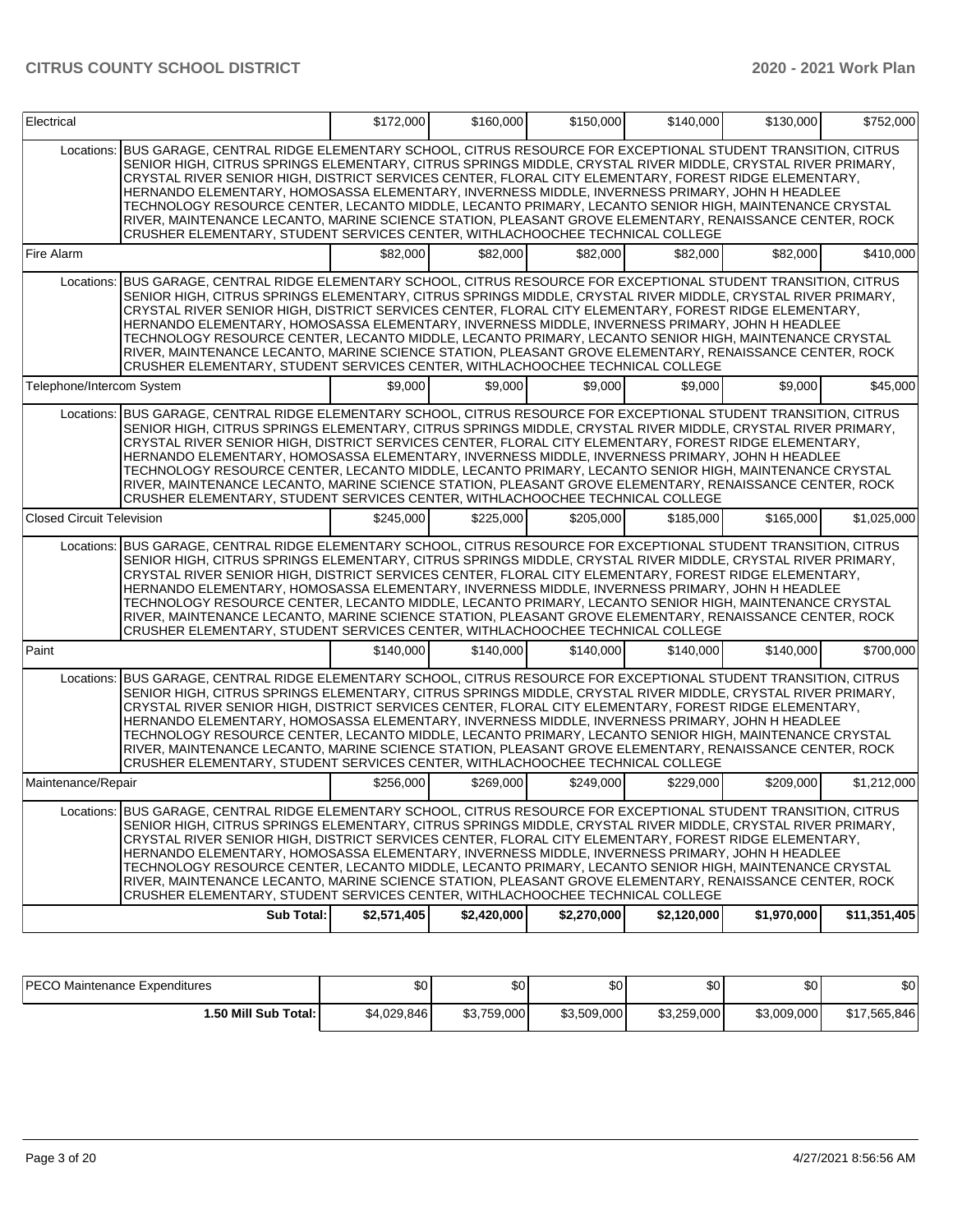| Item | | | | | | | Total |
|---|---|---|---|---|---|---|---|
| Electrical | | $172,000 | $160,000 | $150,000 | $140,000 | $130,000 | $752,000 |
| Locations: | BUS GARAGE, CENTRAL RIDGE ELEMENTARY SCHOOL, CITRUS RESOURCE FOR EXCEPTIONAL STUDENT TRANSITION, CITRUS SENIOR HIGH, CITRUS SPRINGS ELEMENTARY, CITRUS SPRINGS MIDDLE, CRYSTAL RIVER MIDDLE, CRYSTAL RIVER PRIMARY, CRYSTAL RIVER SENIOR HIGH, DISTRICT SERVICES CENTER, FLORAL CITY ELEMENTARY, FOREST RIDGE ELEMENTARY, HERNANDO ELEMENTARY, HOMOSASSA ELEMENTARY, INVERNESS MIDDLE, INVERNESS PRIMARY, JOHN H HEADLEE TECHNOLOGY RESOURCE CENTER, LECANTO MIDDLE, LECANTO PRIMARY, LECANTO SENIOR HIGH, MAINTENANCE CRYSTAL RIVER, MAINTENANCE LECANTO, MARINE SCIENCE STATION, PLEASANT GROVE ELEMENTARY, RENAISSANCE CENTER, ROCK CRUSHER ELEMENTARY, STUDENT SERVICES CENTER, WITHLACHOOCHEE TECHNICAL COLLEGE | | | | | | |
| Fire Alarm | | $82,000 | $82,000 | $82,000 | $82,000 | $82,000 | $410,000 |
| Locations: | BUS GARAGE, CENTRAL RIDGE ELEMENTARY SCHOOL, CITRUS RESOURCE FOR EXCEPTIONAL STUDENT TRANSITION, CITRUS SENIOR HIGH, CITRUS SPRINGS ELEMENTARY, CITRUS SPRINGS MIDDLE, CRYSTAL RIVER MIDDLE, CRYSTAL RIVER PRIMARY, CRYSTAL RIVER SENIOR HIGH, DISTRICT SERVICES CENTER, FLORAL CITY ELEMENTARY, FOREST RIDGE ELEMENTARY, HERNANDO ELEMENTARY, HOMOSASSA ELEMENTARY, INVERNESS MIDDLE, INVERNESS PRIMARY, JOHN H HEADLEE TECHNOLOGY RESOURCE CENTER, LECANTO MIDDLE, LECANTO PRIMARY, LECANTO SENIOR HIGH, MAINTENANCE CRYSTAL RIVER, MAINTENANCE LECANTO, MARINE SCIENCE STATION, PLEASANT GROVE ELEMENTARY, RENAISSANCE CENTER, ROCK CRUSHER ELEMENTARY, STUDENT SERVICES CENTER, WITHLACHOOCHEE TECHNICAL COLLEGE | | | | | | |
| Telephone/Intercom System | | $9,000 | $9,000 | $9,000 | $9,000 | $9,000 | $45,000 |
| Locations: | BUS GARAGE, CENTRAL RIDGE ELEMENTARY SCHOOL, CITRUS RESOURCE FOR EXCEPTIONAL STUDENT TRANSITION, CITRUS SENIOR HIGH, CITRUS SPRINGS ELEMENTARY, CITRUS SPRINGS MIDDLE, CRYSTAL RIVER MIDDLE, CRYSTAL RIVER PRIMARY, CRYSTAL RIVER SENIOR HIGH, DISTRICT SERVICES CENTER, FLORAL CITY ELEMENTARY, FOREST RIDGE ELEMENTARY, HERNANDO ELEMENTARY, HOMOSASSA ELEMENTARY, INVERNESS MIDDLE, INVERNESS PRIMARY, JOHN H HEADLEE TECHNOLOGY RESOURCE CENTER, LECANTO MIDDLE, LECANTO PRIMARY, LECANTO SENIOR HIGH, MAINTENANCE CRYSTAL RIVER, MAINTENANCE LECANTO, MARINE SCIENCE STATION, PLEASANT GROVE ELEMENTARY, RENAISSANCE CENTER, ROCK CRUSHER ELEMENTARY, STUDENT SERVICES CENTER, WITHLACHOOCHEE TECHNICAL COLLEGE | | | | | | |
| Closed Circuit Television | | $245,000 | $225,000 | $205,000 | $185,000 | $165,000 | $1,025,000 |
| Locations: | BUS GARAGE, CENTRAL RIDGE ELEMENTARY SCHOOL, CITRUS RESOURCE FOR EXCEPTIONAL STUDENT TRANSITION, CITRUS SENIOR HIGH, CITRUS SPRINGS ELEMENTARY, CITRUS SPRINGS MIDDLE, CRYSTAL RIVER MIDDLE, CRYSTAL RIVER PRIMARY, CRYSTAL RIVER SENIOR HIGH, DISTRICT SERVICES CENTER, FLORAL CITY ELEMENTARY, FOREST RIDGE ELEMENTARY, HERNANDO ELEMENTARY, HOMOSASSA ELEMENTARY, INVERNESS MIDDLE, INVERNESS PRIMARY, JOHN H HEADLEE TECHNOLOGY RESOURCE CENTER, LECANTO MIDDLE, LECANTO PRIMARY, LECANTO SENIOR HIGH, MAINTENANCE CRYSTAL RIVER, MAINTENANCE LECANTO, MARINE SCIENCE STATION, PLEASANT GROVE ELEMENTARY, RENAISSANCE CENTER, ROCK CRUSHER ELEMENTARY, STUDENT SERVICES CENTER, WITHLACHOOCHEE TECHNICAL COLLEGE | | | | | | |
| Paint | | $140,000 | $140,000 | $140,000 | $140,000 | $140,000 | $700,000 |
| Locations: | BUS GARAGE, CENTRAL RIDGE ELEMENTARY SCHOOL, CITRUS RESOURCE FOR EXCEPTIONAL STUDENT TRANSITION, CITRUS SENIOR HIGH, CITRUS SPRINGS ELEMENTARY, CITRUS SPRINGS MIDDLE, CRYSTAL RIVER MIDDLE, CRYSTAL RIVER PRIMARY, CRYSTAL RIVER SENIOR HIGH, DISTRICT SERVICES CENTER, FLORAL CITY ELEMENTARY, FOREST RIDGE ELEMENTARY, HERNANDO ELEMENTARY, HOMOSASSA ELEMENTARY, INVERNESS MIDDLE, INVERNESS PRIMARY, JOHN H HEADLEE TECHNOLOGY RESOURCE CENTER, LECANTO MIDDLE, LECANTO PRIMARY, LECANTO SENIOR HIGH, MAINTENANCE CRYSTAL RIVER, MAINTENANCE LECANTO, MARINE SCIENCE STATION, PLEASANT GROVE ELEMENTARY, RENAISSANCE CENTER, ROCK CRUSHER ELEMENTARY, STUDENT SERVICES CENTER, WITHLACHOOCHEE TECHNICAL COLLEGE | | | | | | |
| Maintenance/Repair | | $256,000 | $269,000 | $249,000 | $229,000 | $209,000 | $1,212,000 |
| Locations: | BUS GARAGE, CENTRAL RIDGE ELEMENTARY SCHOOL, CITRUS RESOURCE FOR EXCEPTIONAL STUDENT TRANSITION, CITRUS SENIOR HIGH, CITRUS SPRINGS ELEMENTARY, CITRUS SPRINGS MIDDLE, CRYSTAL RIVER MIDDLE, CRYSTAL RIVER PRIMARY, CRYSTAL RIVER SENIOR HIGH, DISTRICT SERVICES CENTER, FLORAL CITY ELEMENTARY, FOREST RIDGE ELEMENTARY, HERNANDO ELEMENTARY, HOMOSASSA ELEMENTARY, INVERNESS MIDDLE, INVERNESS PRIMARY, JOHN H HEADLEE TECHNOLOGY RESOURCE CENTER, LECANTO MIDDLE, LECANTO PRIMARY, LECANTO SENIOR HIGH, MAINTENANCE CRYSTAL RIVER, MAINTENANCE LECANTO, MARINE SCIENCE STATION, PLEASANT GROVE ELEMENTARY, RENAISSANCE CENTER, ROCK CRUSHER ELEMENTARY, STUDENT SERVICES CENTER, WITHLACHOOCHEE TECHNICAL COLLEGE | | | | | | |
| | **Sub Total:** | **$2,571,405** | **$2,420,000** | **$2,270,000** | **$2,120,000** | **$1,970,000** | **$11,351,405** |

| Item | | | | | | |
|---|---|---|---|---|---|---|
| PECO Maintenance Expenditures | $0 | $0 | $0 | $0 | $0 | $0 |
| **1.50 Mill Sub Total:** | $4,029,846 | $3,759,000 | $3,509,000 | $3,259,000 | $3,009,000 | $17,565,846 |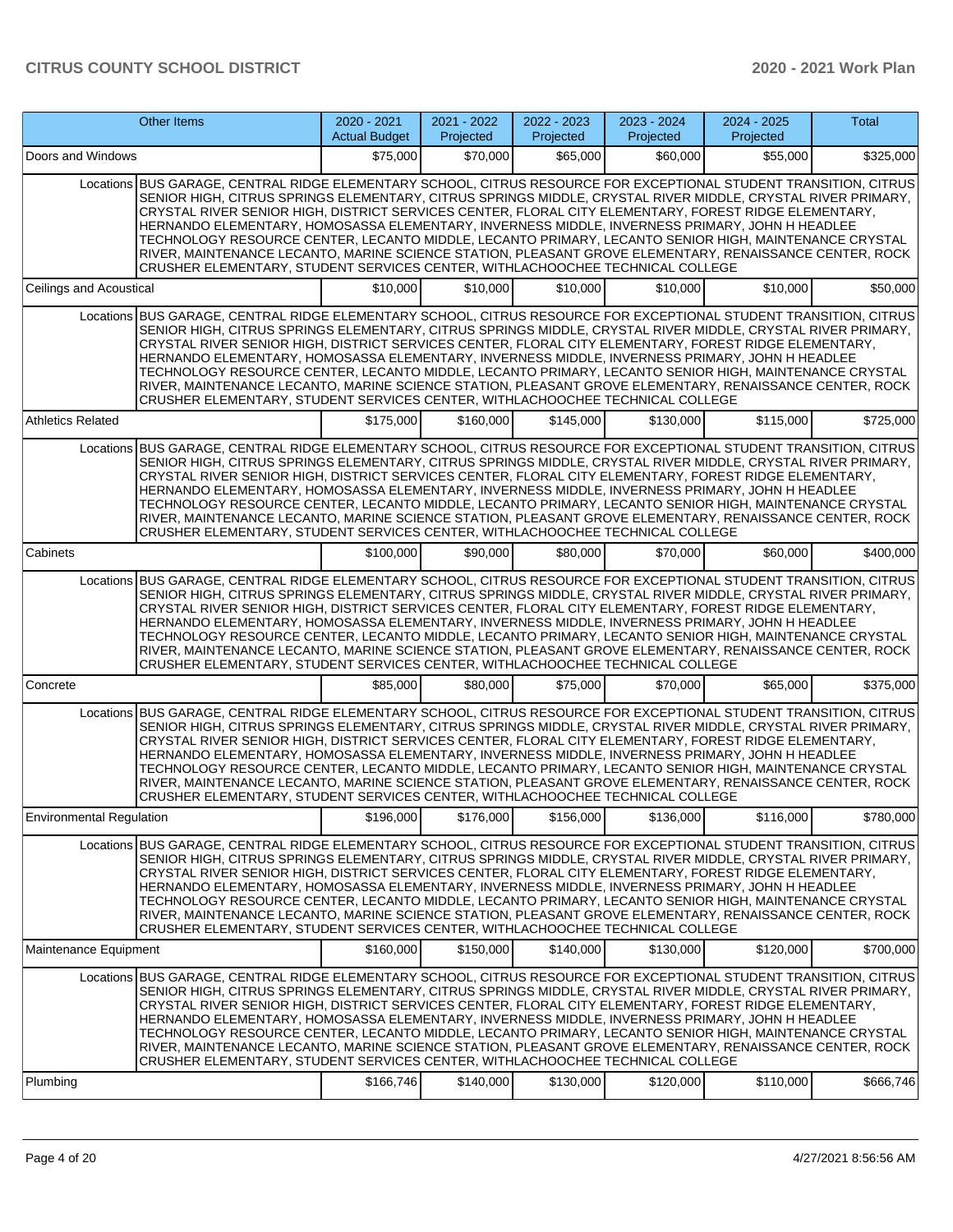| Other Items | | 2020 - 2021 Actual Budget | 2021 - 2022 Projected | 2022 - 2023 Projected | 2023 - 2024 Projected | 2024 - 2025 Projected | Total |
|---|---|---|---|---|---|---|---|
| Doors and Windows | | $75,000 | $70,000 | $65,000 | $60,000 | $55,000 | $325,000 |
| Locations | BUS GARAGE, CENTRAL RIDGE ELEMENTARY SCHOOL, CITRUS RESOURCE FOR EXCEPTIONAL STUDENT TRANSITION, CITRUS SENIOR HIGH, CITRUS SPRINGS ELEMENTARY, CITRUS SPRINGS MIDDLE, CRYSTAL RIVER MIDDLE, CRYSTAL RIVER PRIMARY, CRYSTAL RIVER SENIOR HIGH, DISTRICT SERVICES CENTER, FLORAL CITY ELEMENTARY, FOREST RIDGE ELEMENTARY, HERNANDO ELEMENTARY, HOMOSASSA ELEMENTARY, INVERNESS MIDDLE, INVERNESS PRIMARY, JOHN H HEADLEE TECHNOLOGY RESOURCE CENTER, LECANTO MIDDLE, LECANTO PRIMARY, LECANTO SENIOR HIGH, MAINTENANCE CRYSTAL RIVER, MAINTENANCE LECANTO, MARINE SCIENCE STATION, PLEASANT GROVE ELEMENTARY, RENAISSANCE CENTER, ROCK CRUSHER ELEMENTARY, STUDENT SERVICES CENTER, WITHLACHOOCHEE TECHNICAL COLLEGE | | | | | | |
| Ceilings and Acoustical | | $10,000 | $10,000 | $10,000 | $10,000 | $10,000 | $50,000 |
| Locations | BUS GARAGE, CENTRAL RIDGE ELEMENTARY SCHOOL, CITRUS RESOURCE FOR EXCEPTIONAL STUDENT TRANSITION, CITRUS SENIOR HIGH, CITRUS SPRINGS ELEMENTARY, CITRUS SPRINGS MIDDLE, CRYSTAL RIVER MIDDLE, CRYSTAL RIVER PRIMARY, CRYSTAL RIVER SENIOR HIGH, DISTRICT SERVICES CENTER, FLORAL CITY ELEMENTARY, FOREST RIDGE ELEMENTARY, HERNANDO ELEMENTARY, HOMOSASSA ELEMENTARY, INVERNESS MIDDLE, INVERNESS PRIMARY, JOHN H HEADLEE TECHNOLOGY RESOURCE CENTER, LECANTO MIDDLE, LECANTO PRIMARY, LECANTO SENIOR HIGH, MAINTENANCE CRYSTAL RIVER, MAINTENANCE LECANTO, MARINE SCIENCE STATION, PLEASANT GROVE ELEMENTARY, RENAISSANCE CENTER, ROCK CRUSHER ELEMENTARY, STUDENT SERVICES CENTER, WITHLACHOOCHEE TECHNICAL COLLEGE | | | | | | |
| Athletics Related | | $175,000 | $160,000 | $145,000 | $130,000 | $115,000 | $725,000 |
| Locations | BUS GARAGE, CENTRAL RIDGE ELEMENTARY SCHOOL, CITRUS RESOURCE FOR EXCEPTIONAL STUDENT TRANSITION, CITRUS SENIOR HIGH, CITRUS SPRINGS ELEMENTARY, CITRUS SPRINGS MIDDLE, CRYSTAL RIVER MIDDLE, CRYSTAL RIVER PRIMARY, CRYSTAL RIVER SENIOR HIGH, DISTRICT SERVICES CENTER, FLORAL CITY ELEMENTARY, FOREST RIDGE ELEMENTARY, HERNANDO ELEMENTARY, HOMOSASSA ELEMENTARY, INVERNESS MIDDLE, INVERNESS PRIMARY, JOHN H HEADLEE TECHNOLOGY RESOURCE CENTER, LECANTO MIDDLE, LECANTO PRIMARY, LECANTO SENIOR HIGH, MAINTENANCE CRYSTAL RIVER, MAINTENANCE LECANTO, MARINE SCIENCE STATION, PLEASANT GROVE ELEMENTARY, RENAISSANCE CENTER, ROCK CRUSHER ELEMENTARY, STUDENT SERVICES CENTER, WITHLACHOOCHEE TECHNICAL COLLEGE | | | | | | |
| Cabinets | | $100,000 | $90,000 | $80,000 | $70,000 | $60,000 | $400,000 |
| Locations | BUS GARAGE, CENTRAL RIDGE ELEMENTARY SCHOOL, CITRUS RESOURCE FOR EXCEPTIONAL STUDENT TRANSITION, CITRUS SENIOR HIGH, CITRUS SPRINGS ELEMENTARY, CITRUS SPRINGS MIDDLE, CRYSTAL RIVER MIDDLE, CRYSTAL RIVER PRIMARY, CRYSTAL RIVER SENIOR HIGH, DISTRICT SERVICES CENTER, FLORAL CITY ELEMENTARY, FOREST RIDGE ELEMENTARY, HERNANDO ELEMENTARY, HOMOSASSA ELEMENTARY, INVERNESS MIDDLE, INVERNESS PRIMARY, JOHN H HEADLEE TECHNOLOGY RESOURCE CENTER, LECANTO MIDDLE, LECANTO PRIMARY, LECANTO SENIOR HIGH, MAINTENANCE CRYSTAL RIVER, MAINTENANCE LECANTO, MARINE SCIENCE STATION, PLEASANT GROVE ELEMENTARY, RENAISSANCE CENTER, ROCK CRUSHER ELEMENTARY, STUDENT SERVICES CENTER, WITHLACHOOCHEE TECHNICAL COLLEGE | | | | | | |
| Concrete | | $85,000 | $80,000 | $75,000 | $70,000 | $65,000 | $375,000 |
| Locations | BUS GARAGE, CENTRAL RIDGE ELEMENTARY SCHOOL, CITRUS RESOURCE FOR EXCEPTIONAL STUDENT TRANSITION, CITRUS SENIOR HIGH, CITRUS SPRINGS ELEMENTARY, CITRUS SPRINGS MIDDLE, CRYSTAL RIVER MIDDLE, CRYSTAL RIVER PRIMARY, CRYSTAL RIVER SENIOR HIGH, DISTRICT SERVICES CENTER, FLORAL CITY ELEMENTARY, FOREST RIDGE ELEMENTARY, HERNANDO ELEMENTARY, HOMOSASSA ELEMENTARY, INVERNESS MIDDLE, INVERNESS PRIMARY, JOHN H HEADLEE TECHNOLOGY RESOURCE CENTER, LECANTO MIDDLE, LECANTO PRIMARY, LECANTO SENIOR HIGH, MAINTENANCE CRYSTAL RIVER, MAINTENANCE LECANTO, MARINE SCIENCE STATION, PLEASANT GROVE ELEMENTARY, RENAISSANCE CENTER, ROCK CRUSHER ELEMENTARY, STUDENT SERVICES CENTER, WITHLACHOOCHEE TECHNICAL COLLEGE | | | | | | |
| Environmental Regulation | | $196,000 | $176,000 | $156,000 | $136,000 | $116,000 | $780,000 |
| Locations | BUS GARAGE, CENTRAL RIDGE ELEMENTARY SCHOOL, CITRUS RESOURCE FOR EXCEPTIONAL STUDENT TRANSITION, CITRUS SENIOR HIGH, CITRUS SPRINGS ELEMENTARY, CITRUS SPRINGS MIDDLE, CRYSTAL RIVER MIDDLE, CRYSTAL RIVER PRIMARY, CRYSTAL RIVER SENIOR HIGH, DISTRICT SERVICES CENTER, FLORAL CITY ELEMENTARY, FOREST RIDGE ELEMENTARY, HERNANDO ELEMENTARY, HOMOSASSA ELEMENTARY, INVERNESS MIDDLE, INVERNESS PRIMARY, JOHN H HEADLEE TECHNOLOGY RESOURCE CENTER, LECANTO MIDDLE, LECANTO PRIMARY, LECANTO SENIOR HIGH, MAINTENANCE CRYSTAL RIVER, MAINTENANCE LECANTO, MARINE SCIENCE STATION, PLEASANT GROVE ELEMENTARY, RENAISSANCE CENTER, ROCK CRUSHER ELEMENTARY, STUDENT SERVICES CENTER, WITHLACHOOCHEE TECHNICAL COLLEGE | | | | | | |
| Maintenance Equipment | | $160,000 | $150,000 | $140,000 | $130,000 | $120,000 | $700,000 |
| Locations | BUS GARAGE, CENTRAL RIDGE ELEMENTARY SCHOOL, CITRUS RESOURCE FOR EXCEPTIONAL STUDENT TRANSITION, CITRUS SENIOR HIGH, CITRUS SPRINGS ELEMENTARY, CITRUS SPRINGS MIDDLE, CRYSTAL RIVER MIDDLE, CRYSTAL RIVER PRIMARY, CRYSTAL RIVER SENIOR HIGH, DISTRICT SERVICES CENTER, FLORAL CITY ELEMENTARY, FOREST RIDGE ELEMENTARY, HERNANDO ELEMENTARY, HOMOSASSA ELEMENTARY, INVERNESS MIDDLE, INVERNESS PRIMARY, JOHN H HEADLEE TECHNOLOGY RESOURCE CENTER, LECANTO MIDDLE, LECANTO PRIMARY, LECANTO SENIOR HIGH, MAINTENANCE CRYSTAL RIVER, MAINTENANCE LECANTO, MARINE SCIENCE STATION, PLEASANT GROVE ELEMENTARY, RENAISSANCE CENTER, ROCK CRUSHER ELEMENTARY, STUDENT SERVICES CENTER, WITHLACHOOCHEE TECHNICAL COLLEGE | | | | | | |
| Plumbing | | $166,746 | $140,000 | $130,000 | $120,000 | $110,000 | $666,746 |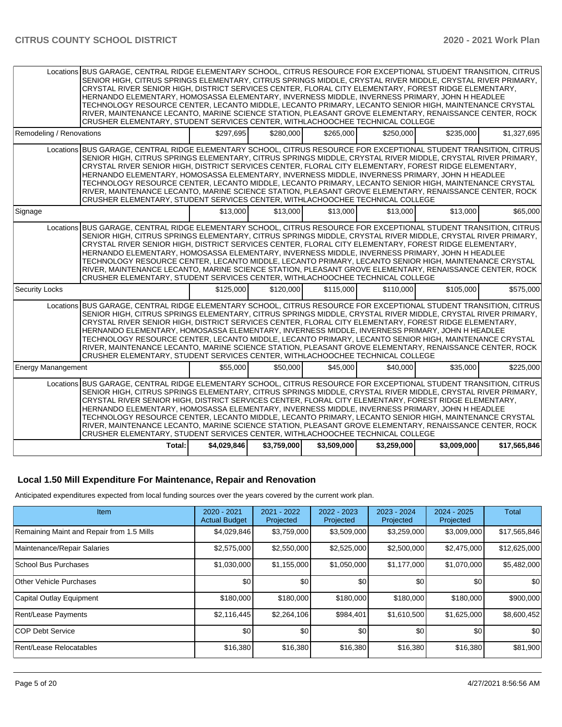| | | | | | | |
|---|---|---|---|---|---|---|
| Locations | BUS GARAGE, CENTRAL RIDGE ELEMENTARY SCHOOL, CITRUS RESOURCE FOR EXCEPTIONAL STUDENT TRANSITION, CITRUS SENIOR HIGH, CITRUS SPRINGS ELEMENTARY, CITRUS SPRINGS MIDDLE, CRYSTAL RIVER MIDDLE, CRYSTAL RIVER PRIMARY, CRYSTAL RIVER SENIOR HIGH, DISTRICT SERVICES CENTER, FLORAL CITY ELEMENTARY, FOREST RIDGE ELEMENTARY, HERNANDO ELEMENTARY, HOMOSASSA ELEMENTARY, INVERNESS MIDDLE, INVERNESS PRIMARY, JOHN H HEADLEE TECHNOLOGY RESOURCE CENTER, LECANTO MIDDLE, LECANTO PRIMARY, LECANTO SENIOR HIGH, MAINTENANCE CRYSTAL RIVER, MAINTENANCE LECANTO, MARINE SCIENCE STATION, PLEASANT GROVE ELEMENTARY, RENAISSANCE CENTER, ROCK CRUSHER ELEMENTARY, STUDENT SERVICES CENTER, WITHLACHOOCHEE TECHNICAL COLLEGE | | | | | |
| Remodeling / Renovations | | $297,695 | $280,000 | $265,000 | $250,000 | $235,000 | $1,327,695 |
| Locations | BUS GARAGE, CENTRAL RIDGE ELEMENTARY SCHOOL, CITRUS RESOURCE FOR EXCEPTIONAL STUDENT TRANSITION, CITRUS SENIOR HIGH, CITRUS SPRINGS ELEMENTARY, CITRUS SPRINGS MIDDLE, CRYSTAL RIVER MIDDLE, CRYSTAL RIVER PRIMARY, CRYSTAL RIVER SENIOR HIGH, DISTRICT SERVICES CENTER, FLORAL CITY ELEMENTARY, FOREST RIDGE ELEMENTARY, HERNANDO ELEMENTARY, HOMOSASSA ELEMENTARY, INVERNESS MIDDLE, INVERNESS PRIMARY, JOHN H HEADLEE TECHNOLOGY RESOURCE CENTER, LECANTO MIDDLE, LECANTO PRIMARY, LECANTO SENIOR HIGH, MAINTENANCE CRYSTAL RIVER, MAINTENANCE LECANTO, MARINE SCIENCE STATION, PLEASANT GROVE ELEMENTARY, RENAISSANCE CENTER, ROCK CRUSHER ELEMENTARY, STUDENT SERVICES CENTER, WITHLACHOOCHEE TECHNICAL COLLEGE | | | | | |
| Signage | | $13,000 | $13,000 | $13,000 | $13,000 | $13,000 | $65,000 |
| Locations | BUS GARAGE, CENTRAL RIDGE ELEMENTARY SCHOOL, CITRUS RESOURCE FOR EXCEPTIONAL STUDENT TRANSITION, CITRUS SENIOR HIGH, CITRUS SPRINGS ELEMENTARY, CITRUS SPRINGS MIDDLE, CRYSTAL RIVER MIDDLE, CRYSTAL RIVER PRIMARY, CRYSTAL RIVER SENIOR HIGH, DISTRICT SERVICES CENTER, FLORAL CITY ELEMENTARY, FOREST RIDGE ELEMENTARY, HERNANDO ELEMENTARY, HOMOSASSA ELEMENTARY, INVERNESS MIDDLE, INVERNESS PRIMARY, JOHN H HEADLEE TECHNOLOGY RESOURCE CENTER, LECANTO MIDDLE, LECANTO PRIMARY, LECANTO SENIOR HIGH, MAINTENANCE CRYSTAL RIVER, MAINTENANCE LECANTO, MARINE SCIENCE STATION, PLEASANT GROVE ELEMENTARY, RENAISSANCE CENTER, ROCK CRUSHER ELEMENTARY, STUDENT SERVICES CENTER, WITHLACHOOCHEE TECHNICAL COLLEGE | | | | | |
| Security Locks | | $125,000 | $120,000 | $115,000 | $110,000 | $105,000 | $575,000 |
| Locations | BUS GARAGE, CENTRAL RIDGE ELEMENTARY SCHOOL, CITRUS RESOURCE FOR EXCEPTIONAL STUDENT TRANSITION, CITRUS SENIOR HIGH, CITRUS SPRINGS ELEMENTARY, CITRUS SPRINGS MIDDLE, CRYSTAL RIVER MIDDLE, CRYSTAL RIVER PRIMARY, CRYSTAL RIVER SENIOR HIGH, DISTRICT SERVICES CENTER, FLORAL CITY ELEMENTARY, FOREST RIDGE ELEMENTARY, HERNANDO ELEMENTARY, HOMOSASSA ELEMENTARY, INVERNESS MIDDLE, INVERNESS PRIMARY, JOHN H HEADLEE TECHNOLOGY RESOURCE CENTER, LECANTO MIDDLE, LECANTO PRIMARY, LECANTO SENIOR HIGH, MAINTENANCE CRYSTAL RIVER, MAINTENANCE LECANTO, MARINE SCIENCE STATION, PLEASANT GROVE ELEMENTARY, RENAISSANCE CENTER, ROCK CRUSHER ELEMENTARY, STUDENT SERVICES CENTER, WITHLACHOOCHEE TECHNICAL COLLEGE | | | | | |
| Energy Manangement | | $55,000 | $50,000 | $45,000 | $40,000 | $35,000 | $225,000 |
| Locations | BUS GARAGE, CENTRAL RIDGE ELEMENTARY SCHOOL, CITRUS RESOURCE FOR EXCEPTIONAL STUDENT TRANSITION, CITRUS SENIOR HIGH, CITRUS SPRINGS ELEMENTARY, CITRUS SPRINGS MIDDLE, CRYSTAL RIVER MIDDLE, CRYSTAL RIVER PRIMARY, CRYSTAL RIVER SENIOR HIGH, DISTRICT SERVICES CENTER, FLORAL CITY ELEMENTARY, FOREST RIDGE ELEMENTARY, HERNANDO ELEMENTARY, HOMOSASSA ELEMENTARY, INVERNESS MIDDLE, INVERNESS PRIMARY, JOHN H HEADLEE TECHNOLOGY RESOURCE CENTER, LECANTO MIDDLE, LECANTO PRIMARY, LECANTO SENIOR HIGH, MAINTENANCE CRYSTAL RIVER, MAINTENANCE LECANTO, MARINE SCIENCE STATION, PLEASANT GROVE ELEMENTARY, RENAISSANCE CENTER, ROCK CRUSHER ELEMENTARY, STUDENT SERVICES CENTER, WITHLACHOOCHEE TECHNICAL COLLEGE | | | | | |
| | Total: | $4,029,846 | $3,759,000 | $3,509,000 | $3,259,000 | $3,009,000 | $17,565,846 |

## Local 1.50 Mill Expenditure For Maintenance, Repair and Renovation

Anticipated expenditures expected from local funding sources over the years covered by the current work plan.

| Item | 2020 - 2021 Actual Budget | 2021 - 2022 Projected | 2022 - 2023 Projected | 2023 - 2024 Projected | 2024 - 2025 Projected | Total |
|---|---|---|---|---|---|---|
| Remaining Maint and Repair from 1.5 Mills | $4,029,846 | $3,759,000 | $3,509,000 | $3,259,000 | $3,009,000 | $17,565,846 |
| Maintenance/Repair Salaries | $2,575,000 | $2,550,000 | $2,525,000 | $2,500,000 | $2,475,000 | $12,625,000 |
| School Bus Purchases | $1,030,000 | $1,155,000 | $1,050,000 | $1,177,000 | $1,070,000 | $5,482,000 |
| Other Vehicle Purchases | $0 | $0 | $0 | $0 | $0 | $0 |
| Capital Outlay Equipment | $180,000 | $180,000 | $180,000 | $180,000 | $180,000 | $900,000 |
| Rent/Lease Payments | $2,116,445 | $2,264,106 | $984,401 | $1,610,500 | $1,625,000 | $8,600,452 |
| COP Debt Service | $0 | $0 | $0 | $0 | $0 | $0 |
| Rent/Lease Relocatables | $16,380 | $16,380 | $16,380 | $16,380 | $16,380 | $81,900 |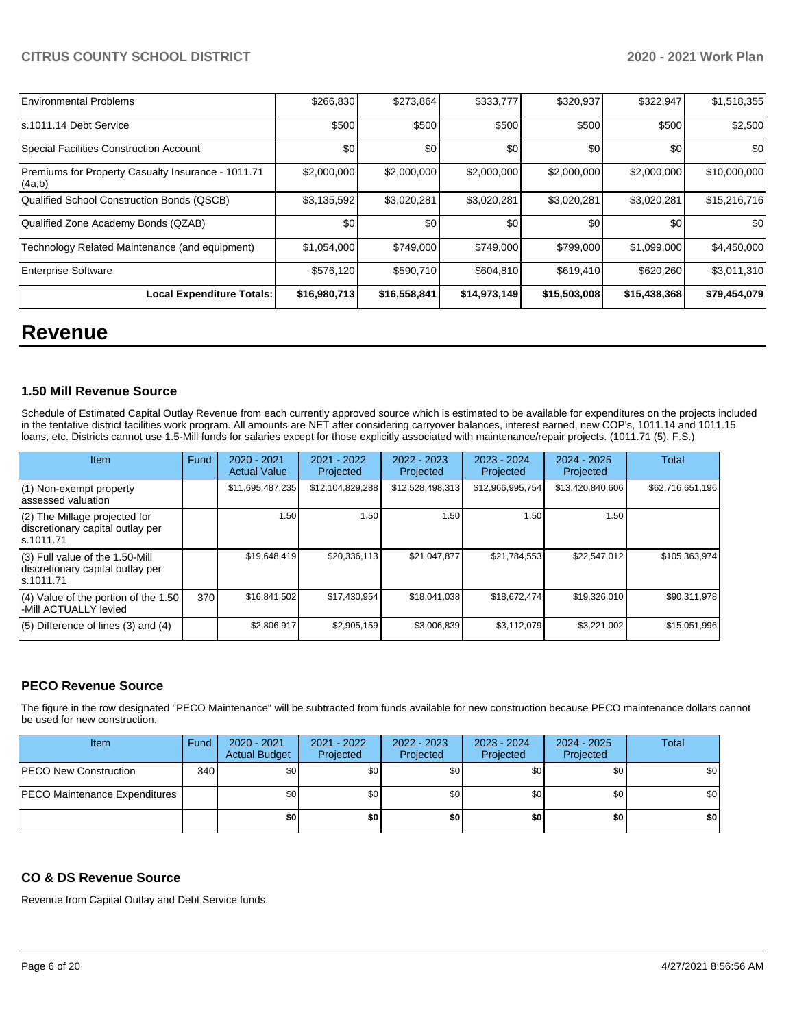| | | | | | | |
|---|---|---|---|---|---|---|
| Environmental Problems | $266,830 | $273,864 | $333,777 | $320,937 | $322,947 | $1,518,355 |
| s.1011.14 Debt Service | $500 | $500 | $500 | $500 | $500 | $2,500 |
| Special Facilities Construction Account | $0 | $0 | $0 | $0 | $0 | $0 |
| Premiums for Property Casualty Insurance - 1011.71 (4a,b) | $2,000,000 | $2,000,000 | $2,000,000 | $2,000,000 | $2,000,000 | $10,000,000 |
| Qualified School Construction Bonds (QSCB) | $3,135,592 | $3,020,281 | $3,020,281 | $3,020,281 | $3,020,281 | $15,216,716 |
| Qualified Zone Academy Bonds (QZAB) | $0 | $0 | $0 | $0 | $0 | $0 |
| Technology Related Maintenance (and equipment) | $1,054,000 | $749,000 | $749,000 | $799,000 | $1,099,000 | $4,450,000 |
| Enterprise Software | $576,120 | $590,710 | $604,810 | $619,410 | $620,260 | $3,011,310 |
| **Local Expenditure Totals:** | **$16,980,713** | **$16,558,841** | **$14,973,149** | **$15,503,008** | **$15,438,368** | **$79,454,079** |

# Revenue

### 1.50 Mill Revenue Source

Schedule of Estimated Capital Outlay Revenue from each currently approved source which is estimated to be available for expenditures on the projects included in the tentative district facilities work program. All amounts are NET after considering carryover balances, interest earned, new COP's, 1011.14 and 1011.15 loans, etc. Districts cannot use 1.5-Mill funds for salaries except for those explicitly associated with maintenance/repair projects. (1011.71 (5), F.S.)

| Item | Fund | 2020 - 2021 Actual Value | 2021 - 2022 Projected | 2022 - 2023 Projected | 2023 - 2024 Projected | 2024 - 2025 Projected | Total |
|---|---|---|---|---|---|---|---|
| (1) Non-exempt property assessed valuation | | $11,695,487,235 | $12,104,829,288 | $12,528,498,313 | $12,966,995,754 | $13,420,840,606 | $62,716,651,196 |
| (2) The Millage projected for discretionary capital outlay per s.1011.71 | | 1.50 | 1.50 | 1.50 | 1.50 | 1.50 | |
| (3) Full value of the 1.50-Mill discretionary capital outlay per s.1011.71 | | $19,648,419 | $20,336,113 | $21,047,877 | $21,784,553 | $22,547,012 | $105,363,974 |
| (4) Value of the portion of the 1.50 -Mill ACTUALLY levied | 370 | $16,841,502 | $17,430,954 | $18,041,038 | $18,672,474 | $19,326,010 | $90,311,978 |
| (5) Difference of lines (3) and (4) | | $2,806,917 | $2,905,159 | $3,006,839 | $3,112,079 | $3,221,002 | $15,051,996 |

### PECO Revenue Source

The figure in the row designated "PECO Maintenance" will be subtracted from funds available for new construction because PECO maintenance dollars cannot be used for new construction.

| Item | Fund | 2020 - 2021 Actual Budget | 2021 - 2022 Projected | 2022 - 2023 Projected | 2023 - 2024 Projected | 2024 - 2025 Projected | Total |
|---|---|---|---|---|---|---|---|
| PECO New Construction | 340 | $0 | $0 | $0 | $0 | $0 | $0 |
| PECO Maintenance Expenditures | | $0 | $0 | $0 | $0 | $0 | $0 |
| | | **$0** | **$0** | **$0** | **$0** | **$0** | **$0** |

### CO & DS Revenue Source

Revenue from Capital Outlay and Debt Service funds.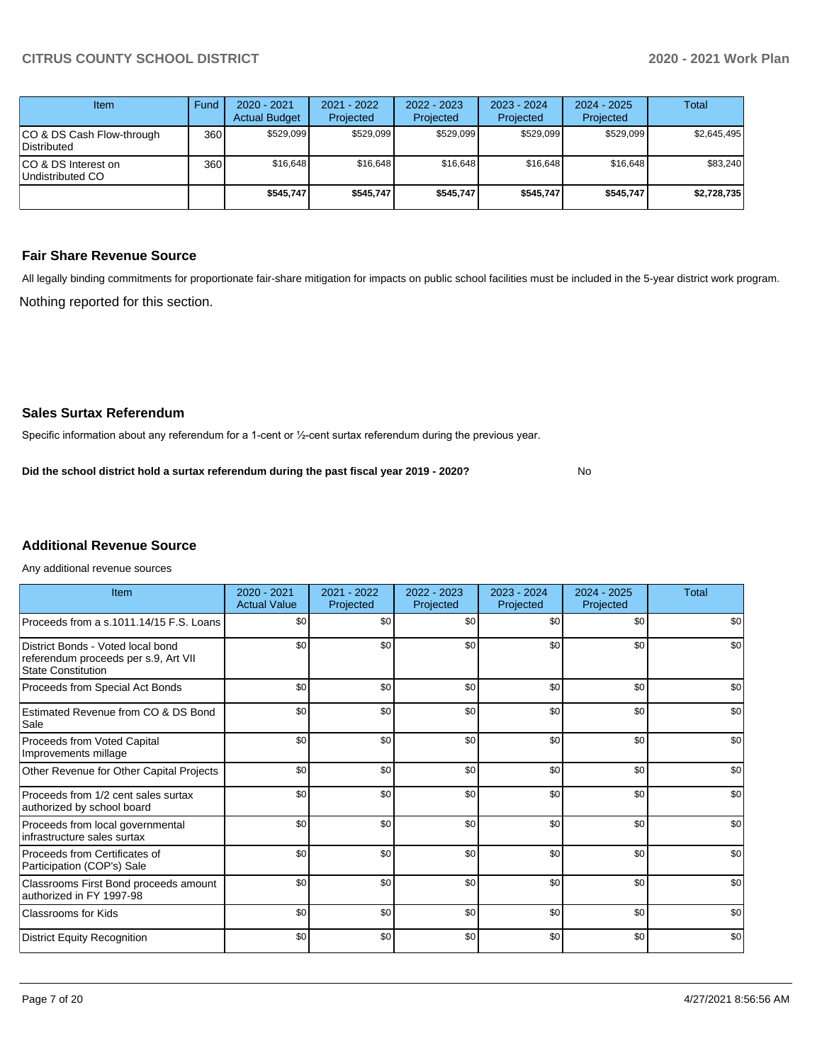| Item | Fund | 2020 - 2021 Actual Budget | 2021 - 2022 Projected | 2022 - 2023 Projected | 2023 - 2024 Projected | 2024 - 2025 Projected | Total |
|---|---|---|---|---|---|---|---|
| CO & DS Cash Flow-through Distributed | 360 | $529,099 | $529,099 | $529,099 | $529,099 | $529,099 | $2,645,495 |
| CO & DS Interest on Undistributed CO | 360 | $16,648 | $16,648 | $16,648 | $16,648 | $16,648 | $83,240 |
| | | **$545,747** | **$545,747** | **$545,747** | **$545,747** | **$545,747** | **$2,728,735** |

## Fair Share Revenue Source

All legally binding commitments for proportionate fair-share mitigation for impacts on public school facilities must be included in the 5-year district work program.

Nothing reported for this section.

## Sales Surtax Referendum

Specific information about any referendum for a 1-cent or ½-cent surtax referendum during the previous year.

**Did the school district hold a surtax referendum during the past fiscal year 2019 - 2020?** No

## Additional Revenue Source

Any additional revenue sources

| Item | 2020 - 2021 Actual Value | 2021 - 2022 Projected | 2022 - 2023 Projected | 2023 - 2024 Projected | 2024 - 2025 Projected | Total |
|---|---|---|---|---|---|---|
| Proceeds from a s.1011.14/15 F.S. Loans | $0 | $0 | $0 | $0 | $0 | $0 |
| District Bonds - Voted local bond referendum proceeds per s.9, Art VII State Constitution | $0 | $0 | $0 | $0 | $0 | $0 |
| Proceeds from Special Act Bonds | $0 | $0 | $0 | $0 | $0 | $0 |
| Estimated Revenue from CO & DS Bond Sale | $0 | $0 | $0 | $0 | $0 | $0 |
| Proceeds from Voted Capital Improvements millage | $0 | $0 | $0 | $0 | $0 | $0 |
| Other Revenue for Other Capital Projects | $0 | $0 | $0 | $0 | $0 | $0 |
| Proceeds from 1/2 cent sales surtax authorized by school board | $0 | $0 | $0 | $0 | $0 | $0 |
| Proceeds from local governmental infrastructure sales surtax | $0 | $0 | $0 | $0 | $0 | $0 |
| Proceeds from Certificates of Participation (COP's) Sale | $0 | $0 | $0 | $0 | $0 | $0 |
| Classrooms First Bond proceeds amount authorized in FY 1997-98 | $0 | $0 | $0 | $0 | $0 | $0 |
| Classrooms for Kids | $0 | $0 | $0 | $0 | $0 | $0 |
| District Equity Recognition | $0 | $0 | $0 | $0 | $0 | $0 |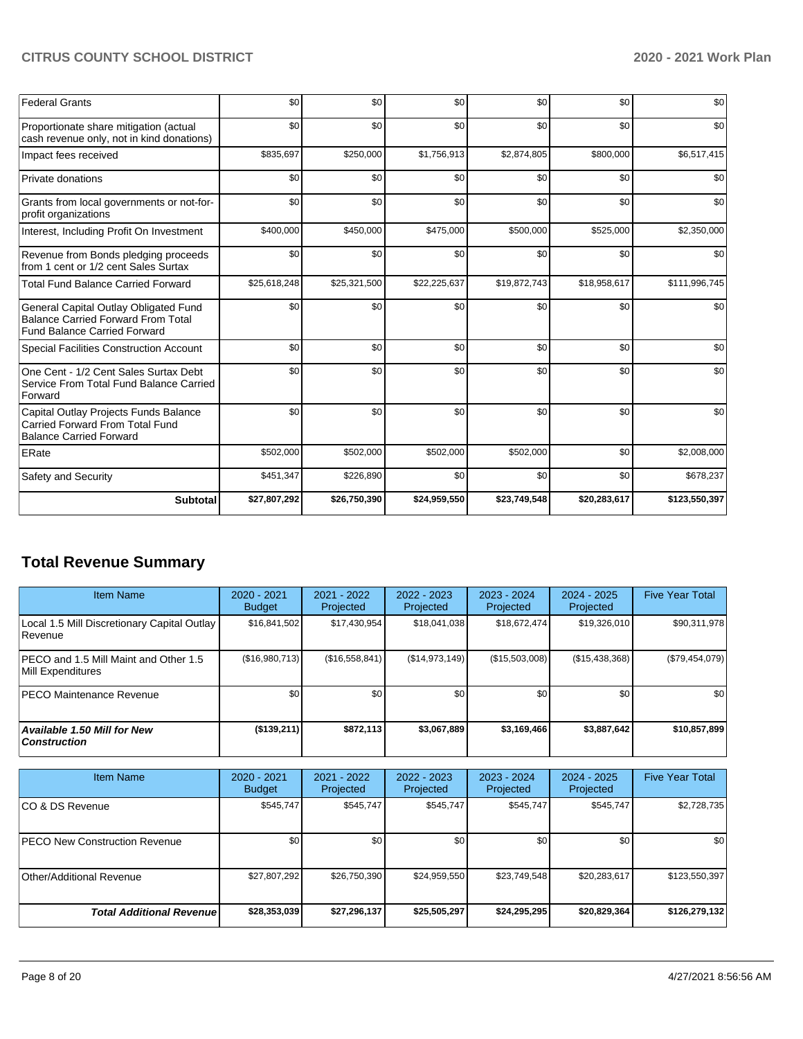| | | | | | | |
|---|---|---|---|---|---|---|
| Federal Grants | $0 | $0 | $0 | $0 | $0 | $0 |
| Proportionate share mitigation (actual cash revenue only, not in kind donations) | $0 | $0 | $0 | $0 | $0 | $0 |
| Impact fees received | $835,697 | $250,000 | $1,756,913 | $2,874,805 | $800,000 | $6,517,415 |
| Private donations | $0 | $0 | $0 | $0 | $0 | $0 |
| Grants from local governments or not-for-profit organizations | $0 | $0 | $0 | $0 | $0 | $0 |
| Interest, Including Profit On Investment | $400,000 | $450,000 | $475,000 | $500,000 | $525,000 | $2,350,000 |
| Revenue from Bonds pledging proceeds from 1 cent or 1/2 cent Sales Surtax | $0 | $0 | $0 | $0 | $0 | $0 |
| Total Fund Balance Carried Forward | $25,618,248 | $25,321,500 | $22,225,637 | $19,872,743 | $18,958,617 | $111,996,745 |
| General Capital Outlay Obligated Fund Balance Carried Forward From Total Fund Balance Carried Forward | $0 | $0 | $0 | $0 | $0 | $0 |
| Special Facilities Construction Account | $0 | $0 | $0 | $0 | $0 | $0 |
| One Cent - 1/2 Cent Sales Surtax Debt Service From Total Fund Balance Carried Forward | $0 | $0 | $0 | $0 | $0 | $0 |
| Capital Outlay Projects Funds Balance Carried Forward From Total Fund Balance Carried Forward | $0 | $0 | $0 | $0 | $0 | $0 |
| ERate | $502,000 | $502,000 | $502,000 | $502,000 | $0 | $2,008,000 |
| Safety and Security | $451,347 | $226,890 | $0 | $0 | $0 | $678,237 |
| **Subtotal** | **$27,807,292** | **$26,750,390** | **$24,959,550** | **$23,749,548** | **$20,283,617** | **$123,550,397** |

## Total Revenue Summary

| Item Name | 2020 - 2021 Budget | 2021 - 2022 Projected | 2022 - 2023 Projected | 2023 - 2024 Projected | 2024 - 2025 Projected | Five Year Total |
|---|---|---|---|---|---|---|
| Local 1.5 Mill Discretionary Capital Outlay Revenue | $16,841,502 | $17,430,954 | $18,041,038 | $18,672,474 | $19,326,010 | $90,311,978 |
| PECO and 1.5 Mill Maint and Other 1.5 Mill Expenditures | ($16,980,713) | ($16,558,841) | ($14,973,149) | ($15,503,008) | ($15,438,368) | ($79,454,079) |
| PECO Maintenance Revenue | $0 | $0 | $0 | $0 | $0 | $0 |
| ***Available 1.50 Mill for New Construction*** | **($139,211)** | **$872,113** | **$3,067,889** | **$3,169,466** | **$3,887,642** | **$10,857,899** |

| Item Name | 2020 - 2021 Budget | 2021 - 2022 Projected | 2022 - 2023 Projected | 2023 - 2024 Projected | 2024 - 2025 Projected | Five Year Total |
|---|---|---|---|---|---|---|
| CO & DS Revenue | $545,747 | $545,747 | $545,747 | $545,747 | $545,747 | $2,728,735 |
| PECO New Construction Revenue | $0 | $0 | $0 | $0 | $0 | $0 |
| Other/Additional Revenue | $27,807,292 | $26,750,390 | $24,959,550 | $23,749,548 | $20,283,617 | $123,550,397 |
| ***Total Additional Revenue*** | **$28,353,039** | **$27,296,137** | **$25,505,297** | **$24,295,295** | **$20,829,364** | **$126,279,132** |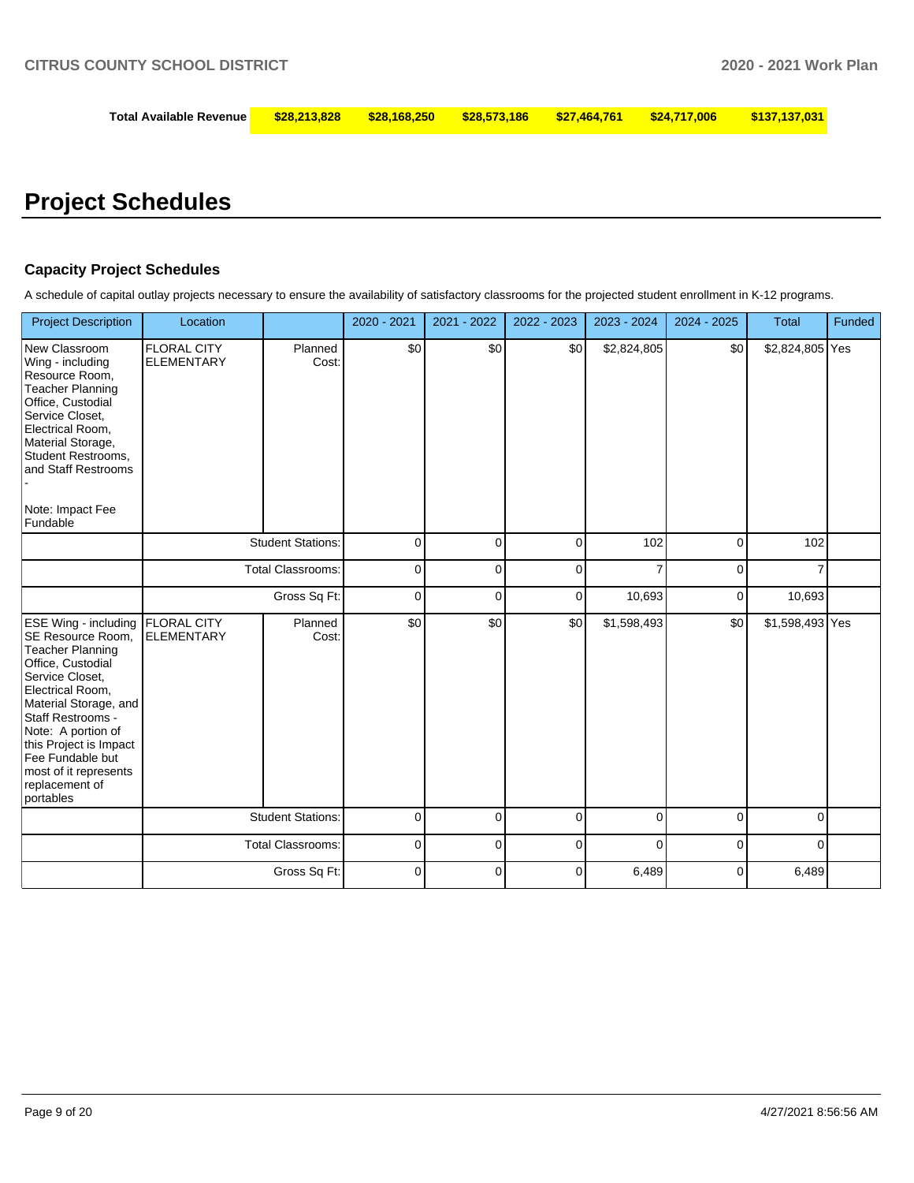| Total Available Revenue | $28,213,828 | $28,168,250 | $28,573,186 | $27,464,761 | $24,717,006 | $137,137,031 |
|---|---|---|---|---|---|---|

# Project Schedules

### Capacity Project Schedules

A schedule of capital outlay projects necessary to ensure the availability of satisfactory classrooms for the projected student enrollment in K-12 programs.

| Project Description | Location | | 2020 - 2021 | 2021 - 2022 | 2022 - 2023 | 2023 - 2024 | 2024 - 2025 | Total | Funded |
|---|---|---|---|---|---|---|---|---|---|
| New Classroom Wing - including Resource Room, Teacher Planning Office, Custodial Service Closet, Electrical Room, Material Storage, Student Restrooms, and Staff Restrooms - Note: Impact Fee Fundable | FLORAL CITY ELEMENTARY | Planned Cost: | $0 | $0 | $0 | $2,824,805 | $0 | $2,824,805 | Yes |
| | | Student Stations: | 0 | 0 | 0 | 102 | 0 | 102 | |
| | | Total Classrooms: | 0 | 0 | 0 | 7 | 0 | 7 | |
| | | Gross Sq Ft: | 0 | 0 | 0 | 10,693 | 0 | 10,693 | |
| ESE Wing - including SE Resource Room, Teacher Planning Office, Custodial Service Closet, Electrical Room, Material Storage, and Staff Restrooms - Note: A portion of this Project is Impact Fee Fundable but most of it represents replacement of portables | FLORAL CITY ELEMENTARY | Planned Cost: | $0 | $0 | $0 | $1,598,493 | $0 | $1,598,493 | Yes |
| | | Student Stations: | 0 | 0 | 0 | 0 | 0 | 0 | |
| | | Total Classrooms: | 0 | 0 | 0 | 0 | 0 | 0 | |
| | | Gross Sq Ft: | 0 | 0 | 0 | 6,489 | 0 | 6,489 | |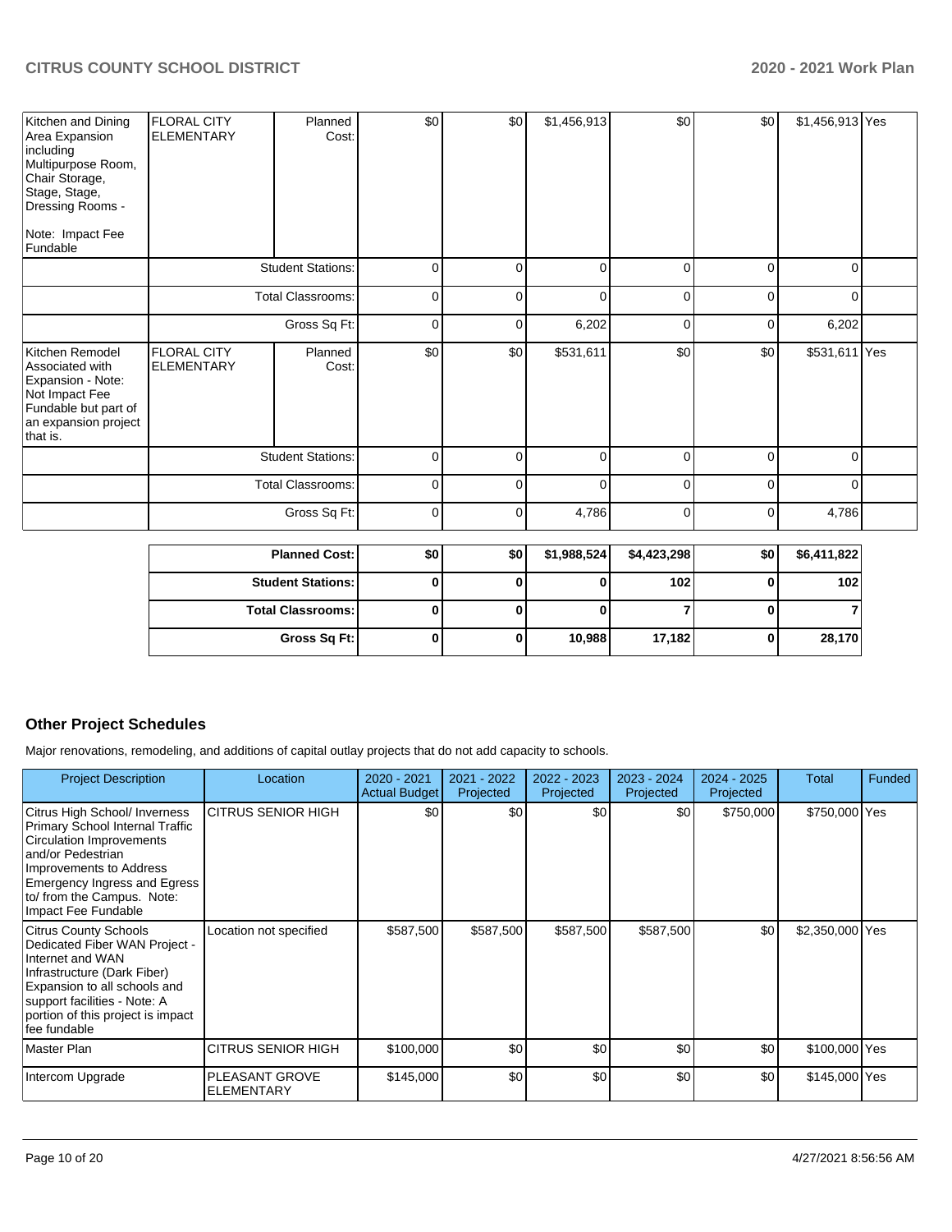| | | | | | | | | | |
|---|---|---|---|---|---|---|---|---|---|
| Kitchen and Dining Area Expansion including Multipurpose Room, Chair Storage, Stage, Stage, Dressing Rooms - Note: Impact Fee Fundable | FLORAL CITY ELEMENTARY | Planned Cost: | $0 | $0 | $1,456,913 | $0 | $0 | $1,456,913 | Yes |
| | | Student Stations: | 0 | 0 | 0 | 0 | 0 | 0 | |
| | | Total Classrooms: | 0 | 0 | 0 | 0 | 0 | 0 | |
| | | Gross Sq Ft: | 0 | 0 | 6,202 | 0 | 0 | 6,202 | |
| Kitchen Remodel Associated with Expansion - Note: Not Impact Fee Fundable but part of an expansion project that is. | FLORAL CITY ELEMENTARY | Planned Cost: | $0 | $0 | $531,611 | $0 | $0 | $531,611 | Yes |
| | | Student Stations: | 0 | 0 | 0 | 0 | 0 | 0 | |
| | | Total Classrooms: | 0 | 0 | 0 | 0 | 0 | 0 | |
| | | Gross Sq Ft: | 0 | 0 | 4,786 | 0 | 0 | 4,786 | |

| | | | | | | |
|---|---|---|---|---|---|---|
| **Planned Cost:** | **$0** | **$0** | **$1,988,524** | **$4,423,298** | **$0** | **$6,411,822** |
| **Student Stations:** | **0** | **0** | **0** | **102** | **0** | **102** |
| **Total Classrooms:** | **0** | **0** | **0** | **7** | **0** | **7** |
| **Gross Sq Ft:** | **0** | **0** | **10,988** | **17,182** | **0** | **28,170** |

## Other Project Schedules

Major renovations, remodeling, and additions of capital outlay projects that do not add capacity to schools.

| Project Description | Location | 2020 - 2021 Actual Budget | 2021 - 2022 Projected | 2022 - 2023 Projected | 2023 - 2024 Projected | 2024 - 2025 Projected | Total | Funded |
|---|---|---|---|---|---|---|---|---|
| Citrus High School/ Inverness Primary School Internal Traffic Circulation Improvements and/or Pedestrian Improvements to Address Emergency Ingress and Egress to/ from the Campus. Note: Impact Fee Fundable | CITRUS SENIOR HIGH | $0 | $0 | $0 | $0 | $750,000 | $750,000 | Yes |
| Citrus County Schools Dedicated Fiber WAN Project - Internet and WAN Infrastructure (Dark Fiber) Expansion to all schools and support facilities - Note: A portion of this project is impact fee fundable | Location not specified | $587,500 | $587,500 | $587,500 | $587,500 | $0 | $2,350,000 | Yes |
| Master Plan | CITRUS SENIOR HIGH | $100,000 | $0 | $0 | $0 | $0 | $100,000 | Yes |
| Intercom Upgrade | PLEASANT GROVE ELEMENTARY | $145,000 | $0 | $0 | $0 | $0 | $145,000 | Yes |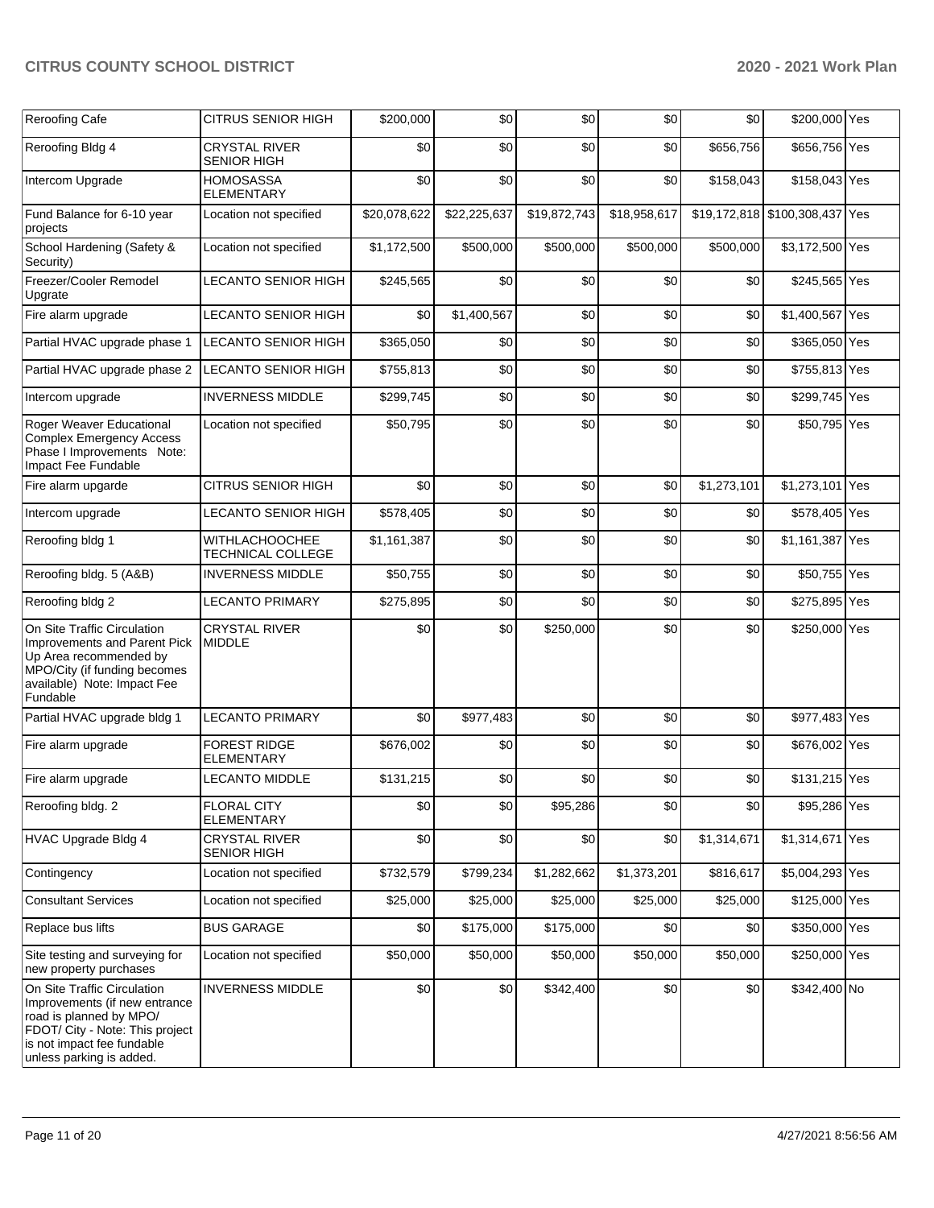| Reroofing Cafe | CITRUS SENIOR HIGH | $200,000 | $0 | $0 | $0 | $0 | $200,000 | Yes |
|---|---|---|---|---|---|---|---|---|
| Reroofing Bldg 4 | CRYSTAL RIVER SENIOR HIGH | $0 | $0 | $0 | $0 | $656,756 | $656,756 | Yes |
| Intercom Upgrade | HOMOSASSA ELEMENTARY | $0 | $0 | $0 | $0 | $158,043 | $158,043 | Yes |
| Fund Balance for 6-10 year projects | Location not specified | $20,078,622 | $22,225,637 | $19,872,743 | $18,958,617 | $19,172,818 | $100,308,437 | Yes |
| School Hardening (Safety & Security) | Location not specified | $1,172,500 | $500,000 | $500,000 | $500,000 | $500,000 | $3,172,500 | Yes |
| Freezer/Cooler Remodel Upgrate | LECANTO SENIOR HIGH | $245,565 | $0 | $0 | $0 | $0 | $245,565 | Yes |
| Fire alarm upgrade | LECANTO SENIOR HIGH | $0 | $1,400,567 | $0 | $0 | $0 | $1,400,567 | Yes |
| Partial HVAC upgrade phase 1 | LECANTO SENIOR HIGH | $365,050 | $0 | $0 | $0 | $0 | $365,050 | Yes |
| Partial HVAC upgrade phase 2 | LECANTO SENIOR HIGH | $755,813 | $0 | $0 | $0 | $0 | $755,813 | Yes |
| Intercom upgrade | INVERNESS MIDDLE | $299,745 | $0 | $0 | $0 | $0 | $299,745 | Yes |
| Roger Weaver Educational Complex Emergency Access Phase I Improvements Note: Impact Fee Fundable | Location not specified | $50,795 | $0 | $0 | $0 | $0 | $50,795 | Yes |
| Fire alarm upgarde | CITRUS SENIOR HIGH | $0 | $0 | $0 | $0 | $1,273,101 | $1,273,101 | Yes |
| Intercom upgrade | LECANTO SENIOR HIGH | $578,405 | $0 | $0 | $0 | $0 | $578,405 | Yes |
| Reroofing bldg 1 | WITHLACHOOCHEE TECHNICAL COLLEGE | $1,161,387 | $0 | $0 | $0 | $0 | $1,161,387 | Yes |
| Reroofing bldg. 5 (A&B) | INVERNESS MIDDLE | $50,755 | $0 | $0 | $0 | $0 | $50,755 | Yes |
| Reroofing bldg 2 | LECANTO PRIMARY | $275,895 | $0 | $0 | $0 | $0 | $275,895 | Yes |
| On Site Traffic Circulation Improvements and Parent Pick Up Area recommended by MPO/City (if funding becomes available) Note: Impact Fee Fundable | CRYSTAL RIVER MIDDLE | $0 | $0 | $250,000 | $0 | $0 | $250,000 | Yes |
| Partial HVAC upgrade bldg 1 | LECANTO PRIMARY | $0 | $977,483 | $0 | $0 | $0 | $977,483 | Yes |
| Fire alarm upgrade | FOREST RIDGE ELEMENTARY | $676,002 | $0 | $0 | $0 | $0 | $676,002 | Yes |
| Fire alarm upgrade | LECANTO MIDDLE | $131,215 | $0 | $0 | $0 | $0 | $131,215 | Yes |
| Reroofing bldg. 2 | FLORAL CITY ELEMENTARY | $0 | $0 | $95,286 | $0 | $0 | $95,286 | Yes |
| HVAC Upgrade Bldg 4 | CRYSTAL RIVER SENIOR HIGH | $0 | $0 | $0 | $0 | $1,314,671 | $1,314,671 | Yes |
| Contingency | Location not specified | $732,579 | $799,234 | $1,282,662 | $1,373,201 | $816,617 | $5,004,293 | Yes |
| Consultant Services | Location not specified | $25,000 | $25,000 | $25,000 | $25,000 | $25,000 | $125,000 | Yes |
| Replace bus lifts | BUS GARAGE | $0 | $175,000 | $175,000 | $0 | $0 | $350,000 | Yes |
| Site testing and surveying for new property purchases | Location not specified | $50,000 | $50,000 | $50,000 | $50,000 | $50,000 | $250,000 | Yes |
| On Site Traffic Circulation Improvements (if new entrance road is planned by MPO/ FDOT/ City - Note: This project is not impact fee fundable unless parking is added. | INVERNESS MIDDLE | $0 | $0 | $342,400 | $0 | $0 | $342,400 | No |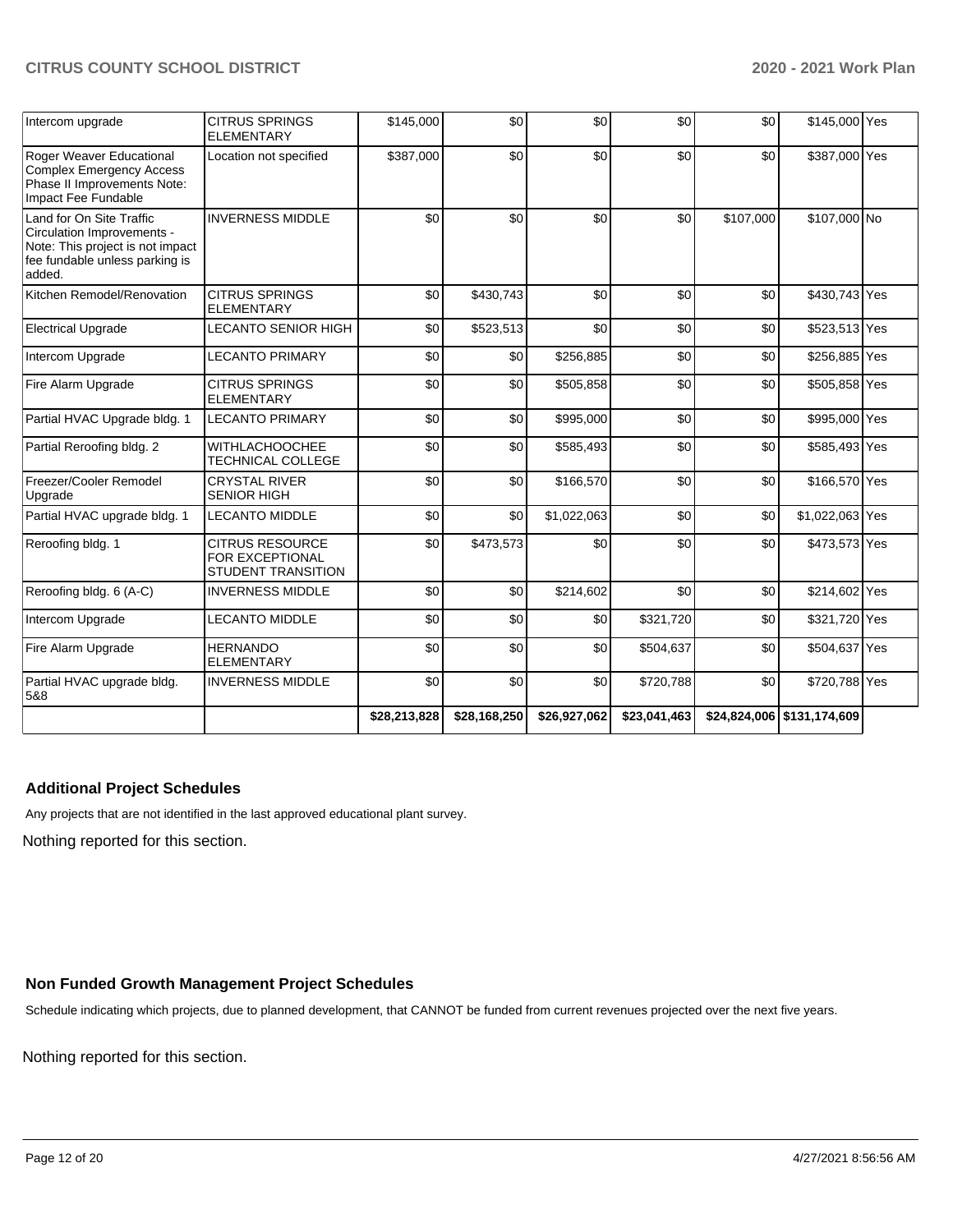| | | | | | | | | |
|---|---|---|---|---|---|---|---|---|
| Intercom upgrade | CITRUS SPRINGS ELEMENTARY | $145,000 | $0 | $0 | $0 | $0 | $145,000 | Yes |
| Roger Weaver Educational Complex Emergency Access Phase II Improvements Note: Impact Fee Fundable | Location not specified | $387,000 | $0 | $0 | $0 | $0 | $387,000 | Yes |
| Land for On Site Traffic Circulation Improvements - Note: This project is not impact fee fundable unless parking is added. | INVERNESS MIDDLE | $0 | $0 | $0 | $0 | $107,000 | $107,000 | No |
| Kitchen Remodel/Renovation | CITRUS SPRINGS ELEMENTARY | $0 | $430,743 | $0 | $0 | $0 | $430,743 | Yes |
| Electrical Upgrade | LECANTO SENIOR HIGH | $0 | $523,513 | $0 | $0 | $0 | $523,513 | Yes |
| Intercom Upgrade | LECANTO PRIMARY | $0 | $0 | $256,885 | $0 | $0 | $256,885 | Yes |
| Fire Alarm Upgrade | CITRUS SPRINGS ELEMENTARY | $0 | $0 | $505,858 | $0 | $0 | $505,858 | Yes |
| Partial HVAC Upgrade bldg. 1 | LECANTO PRIMARY | $0 | $0 | $995,000 | $0 | $0 | $995,000 | Yes |
| Partial Reroofing bldg. 2 | WITHLACHOOCHEE TECHNICAL COLLEGE | $0 | $0 | $585,493 | $0 | $0 | $585,493 | Yes |
| Freezer/Cooler Remodel Upgrade | CRYSTAL RIVER SENIOR HIGH | $0 | $0 | $166,570 | $0 | $0 | $166,570 | Yes |
| Partial HVAC upgrade bldg. 1 | LECANTO MIDDLE | $0 | $0 | $1,022,063 | $0 | $0 | $1,022,063 | Yes |
| Reroofing bldg. 1 | CITRUS RESOURCE FOR EXCEPTIONAL STUDENT TRANSITION | $0 | $473,573 | $0 | $0 | $0 | $473,573 | Yes |
| Reroofing bldg. 6 (A-C) | INVERNESS MIDDLE | $0 | $0 | $214,602 | $0 | $0 | $214,602 | Yes |
| Intercom Upgrade | LECANTO MIDDLE | $0 | $0 | $0 | $321,720 | $0 | $321,720 | Yes |
| Fire Alarm Upgrade | HERNANDO ELEMENTARY | $0 | $0 | $0 | $504,637 | $0 | $504,637 | Yes |
| Partial HVAC upgrade bldg. 5&8 | INVERNESS MIDDLE | $0 | $0 | $0 | $720,788 | $0 | $720,788 | Yes |
| | | $28,213,828 | $28,168,250 | $26,927,062 | $23,041,463 | $24,824,006 | $131,174,609 | |

### Additional Project Schedules

Any projects that are not identified in the last approved educational plant survey.

Nothing reported for this section.

### Non Funded Growth Management Project Schedules

Schedule indicating which projects, due to planned development, that CANNOT be funded from current revenues projected over the next five years.

Nothing reported for this section.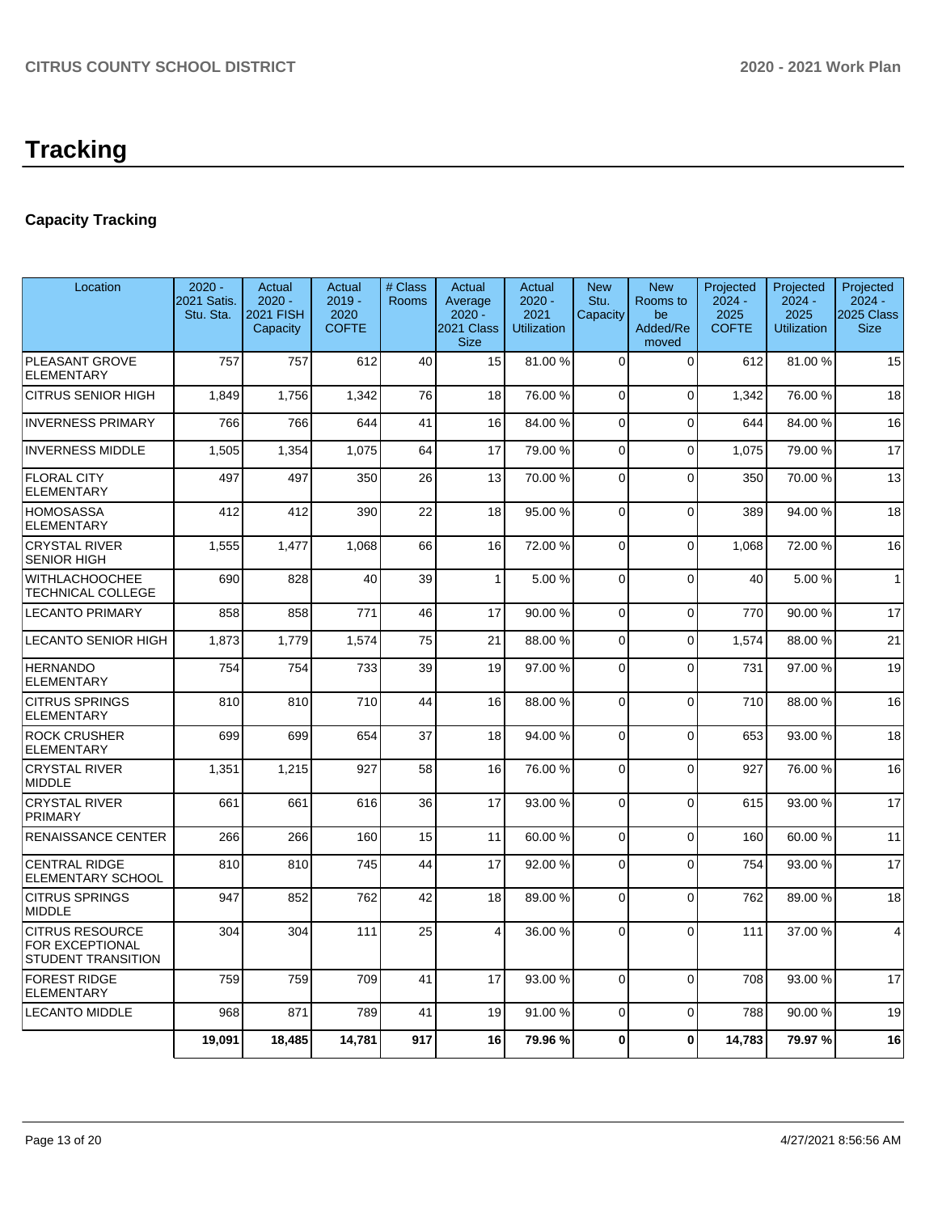# Tracking

## Capacity Tracking

| Location | 2020 - 2021 Satis. Stu. Sta. | Actual 2020 - 2021 FISH Capacity | Actual 2019 - 2020 COFTE | # Class Rooms | Actual Average 2020 - 2021 Class Size | Actual 2020 - 2021 Utilization | New Stu. Capacity | New Rooms to be Added/Removed | Projected 2024 - 2025 COFTE | Projected 2024 - 2025 Utilization | Projected 2024 - 2025 Class Size |
|---|---|---|---|---|---|---|---|---|---|---|---|
| PLEASANT GROVE ELEMENTARY | 757 | 757 | 612 | 40 | 15 | 81.00 % | 0 | 0 | 612 | 81.00 % | 15 |
| CITRUS SENIOR HIGH | 1,849 | 1,756 | 1,342 | 76 | 18 | 76.00 % | 0 | 0 | 1,342 | 76.00 % | 18 |
| INVERNESS PRIMARY | 766 | 766 | 644 | 41 | 16 | 84.00 % | 0 | 0 | 644 | 84.00 % | 16 |
| INVERNESS MIDDLE | 1,505 | 1,354 | 1,075 | 64 | 17 | 79.00 % | 0 | 0 | 1,075 | 79.00 % | 17 |
| FLORAL CITY ELEMENTARY | 497 | 497 | 350 | 26 | 13 | 70.00 % | 0 | 0 | 350 | 70.00 % | 13 |
| HOMOSASSA ELEMENTARY | 412 | 412 | 390 | 22 | 18 | 95.00 % | 0 | 0 | 389 | 94.00 % | 18 |
| CRYSTAL RIVER SENIOR HIGH | 1,555 | 1,477 | 1,068 | 66 | 16 | 72.00 % | 0 | 0 | 1,068 | 72.00 % | 16 |
| WITHLACHOOCHEE TECHNICAL COLLEGE | 690 | 828 | 40 | 39 | 1 | 5.00 % | 0 | 0 | 40 | 5.00 % | 1 |
| LECANTO PRIMARY | 858 | 858 | 771 | 46 | 17 | 90.00 % | 0 | 0 | 770 | 90.00 % | 17 |
| LECANTO SENIOR HIGH | 1,873 | 1,779 | 1,574 | 75 | 21 | 88.00 % | 0 | 0 | 1,574 | 88.00 % | 21 |
| HERNANDO ELEMENTARY | 754 | 754 | 733 | 39 | 19 | 97.00 % | 0 | 0 | 731 | 97.00 % | 19 |
| CITRUS SPRINGS ELEMENTARY | 810 | 810 | 710 | 44 | 16 | 88.00 % | 0 | 0 | 710 | 88.00 % | 16 |
| ROCK CRUSHER ELEMENTARY | 699 | 699 | 654 | 37 | 18 | 94.00 % | 0 | 0 | 653 | 93.00 % | 18 |
| CRYSTAL RIVER MIDDLE | 1,351 | 1,215 | 927 | 58 | 16 | 76.00 % | 0 | 0 | 927 | 76.00 % | 16 |
| CRYSTAL RIVER PRIMARY | 661 | 661 | 616 | 36 | 17 | 93.00 % | 0 | 0 | 615 | 93.00 % | 17 |
| RENAISSANCE CENTER | 266 | 266 | 160 | 15 | 11 | 60.00 % | 0 | 0 | 160 | 60.00 % | 11 |
| CENTRAL RIDGE ELEMENTARY SCHOOL | 810 | 810 | 745 | 44 | 17 | 92.00 % | 0 | 0 | 754 | 93.00 % | 17 |
| CITRUS SPRINGS MIDDLE | 947 | 852 | 762 | 42 | 18 | 89.00 % | 0 | 0 | 762 | 89.00 % | 18 |
| CITRUS RESOURCE FOR EXCEPTIONAL STUDENT TRANSITION | 304 | 304 | 111 | 25 | 4 | 36.00 % | 0 | 0 | 111 | 37.00 % | 4 |
| FOREST RIDGE ELEMENTARY | 759 | 759 | 709 | 41 | 17 | 93.00 % | 0 | 0 | 708 | 93.00 % | 17 |
| LECANTO MIDDLE | 968 | 871 | 789 | 41 | 19 | 91.00 % | 0 | 0 | 788 | 90.00 % | 19 |
| | **19,091** | **18,485** | **14,781** | **917** | **16** | **79.96 %** | **0** | **0** | **14,783** | **79.97 %** | **16** |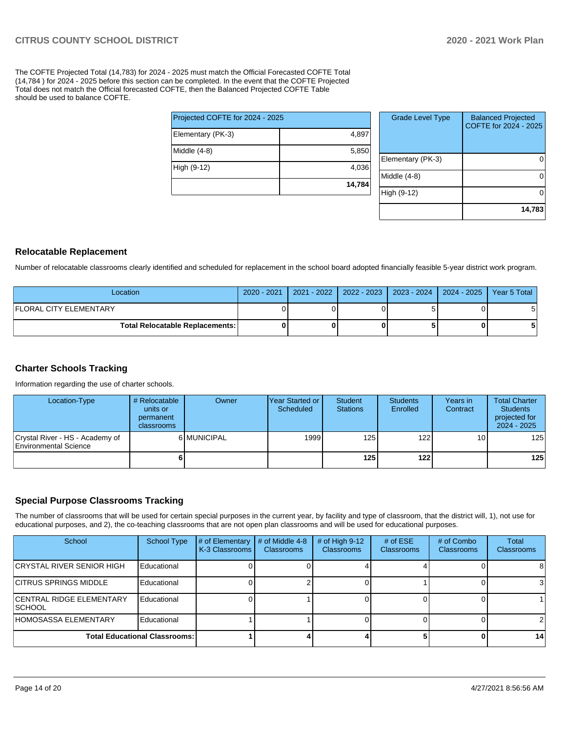The COFTE Projected Total (14,783) for 2024 - 2025 must match the Official Forecasted COFTE Total (14,784 ) for 2024 - 2025 before this section can be completed. In the event that the COFTE Projected Total does not match the Official forecasted COFTE, then the Balanced Projected COFTE Table should be used to balance COFTE.

| Projected COFTE for 2024 - 2025 | |
|---|---|
| Elementary (PK-3) | 4,897 |
| Middle (4-8) | 5,850 |
| High (9-12) | 4,036 |
| | **14,784** |

| Grade Level Type | Balanced Projected COFTE for 2024 - 2025 |
|---|---|
| Elementary (PK-3) | 0 |
| Middle (4-8) | 0 |
| High (9-12) | 0 |
| | **14,783** |

## Relocatable Replacement

Number of relocatable classrooms clearly identified and scheduled for replacement in the school board adopted financially feasible 5-year district work program.

| Location | 2020 - 2021 | 2021 - 2022 | 2022 - 2023 | 2023 - 2024 | 2024 - 2025 | Year 5 Total |
|---|---|---|---|---|---|---|
| FLORAL CITY ELEMENTARY | 0 | 0 | 0 | 5 | 0 | 5 |
| **Total Relocatable Replacements:** | **0** | **0** | **0** | **5** | **0** | **5** |

## Charter Schools Tracking

Information regarding the use of charter schools.

| Location-Type | # Relocatable units or permanent classrooms | Owner | Year Started or Scheduled | Student Stations | Students Enrolled | Years in Contract | Total Charter Students projected for 2024 - 2025 |
|---|---|---|---|---|---|---|---|
| Crystal River - HS - Academy of Environmental Science | 6 | MUNICIPAL | 1999 | 125 | 122 | 10 | 125 |
| | **6** | | | **125** | **122** | | **125** |

## Special Purpose Classrooms Tracking

The number of classrooms that will be used for certain special purposes in the current year, by facility and type of classroom, that the district will, 1), not use for educational purposes, and 2), the co-teaching classrooms that are not open plan classrooms and will be used for educational purposes.

| School | School Type | # of Elementary K-3 Classrooms | # of Middle 4-8 Classrooms | # of High 9-12 Classrooms | # of ESE Classrooms | # of Combo Classrooms | Total Classrooms |
|---|---|---|---|---|---|---|---|
| CRYSTAL RIVER SENIOR HIGH | Educational | 0 | 0 | 4 | 4 | 0 | 8 |
| CITRUS SPRINGS MIDDLE | Educational | 0 | 2 | 0 | 1 | 0 | 3 |
| CENTRAL RIDGE ELEMENTARY SCHOOL | Educational | 0 | 1 | 0 | 0 | 0 | 1 |
| HOMOSASSA ELEMENTARY | Educational | 1 | 1 | 0 | 0 | 0 | 2 |
| **Total Educational Classrooms:** | | **1** | **4** | **4** | **5** | **0** | **14** |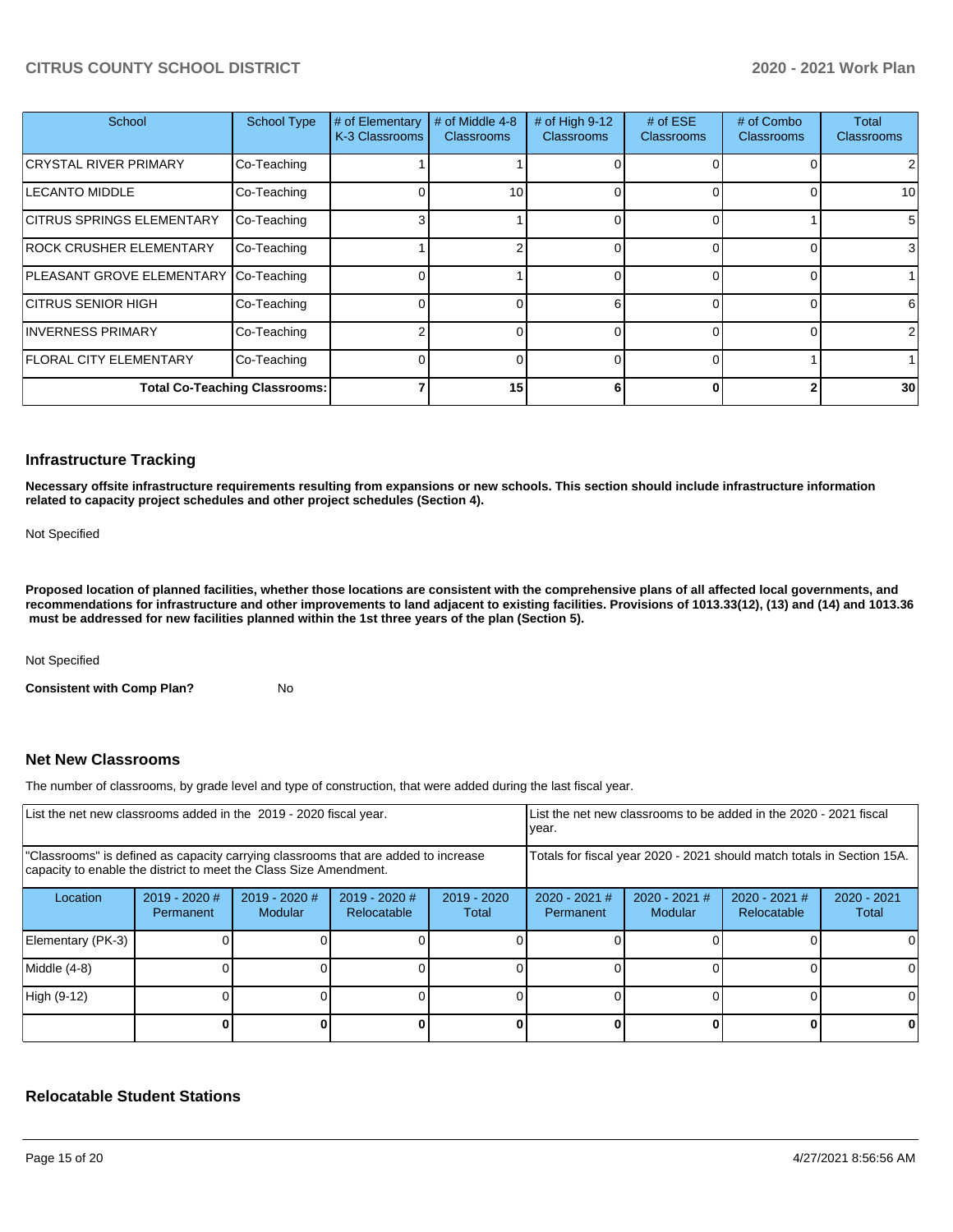| School | School Type | # of Elementary K-3 Classrooms | # of Middle 4-8 Classrooms | # of High 9-12 Classrooms | # of ESE Classrooms | # of Combo Classrooms | Total Classrooms |
|---|---|---|---|---|---|---|---|
| CRYSTAL RIVER PRIMARY | Co-Teaching | 1 | 1 | 0 | 0 | 0 | 2 |
| LECANTO MIDDLE | Co-Teaching | 0 | 10 | 0 | 0 | 0 | 10 |
| CITRUS SPRINGS ELEMENTARY | Co-Teaching | 3 | 1 | 0 | 0 | 1 | 5 |
| ROCK CRUSHER ELEMENTARY | Co-Teaching | 1 | 2 | 0 | 0 | 0 | 3 |
| PLEASANT GROVE ELEMENTARY | Co-Teaching | 0 | 1 | 0 | 0 | 0 | 1 |
| CITRUS SENIOR HIGH | Co-Teaching | 0 | 0 | 6 | 0 | 0 | 6 |
| INVERNESS PRIMARY | Co-Teaching | 2 | 0 | 0 | 0 | 0 | 2 |
| FLORAL CITY ELEMENTARY | Co-Teaching | 0 | 0 | 0 | 0 | 1 | 1 |
| **Total Co-Teaching Classrooms:** | | **7** | **15** | **6** | **0** | **2** | **30** |

## Infrastructure Tracking

**Necessary offsite infrastructure requirements resulting from expansions or new schools. This section should include infrastructure information related to capacity project schedules and other project schedules (Section 4).**

Not Specified

**Proposed location of planned facilities, whether those locations are consistent with the comprehensive plans of all affected local governments, and recommendations for infrastructure and other improvements to land adjacent to existing facilities. Provisions of 1013.33(12), (13) and (14) and 1013.36 must be addressed for new facilities planned within the 1st three years of the plan (Section 5).**

Not Specified

**Consistent with Comp Plan?** No

## Net New Classrooms

The number of classrooms, by grade level and type of construction, that were added during the last fiscal year.

| List the net new classrooms added in the 2019 - 2020 fiscal year. | | | | | List the net new classrooms to be added in the 2020 - 2021 fiscal year. | | | |
|---|---|---|---|---|---|---|---|---|
| "Classrooms" is defined as capacity carrying classrooms that are added to increase capacity to enable the district to meet the Class Size Amendment. | | | | | Totals for fiscal year 2020 - 2021 should match totals in Section 15A. | | | |
| Location | 2019 - 2020 # Permanent | 2019 - 2020 # Modular | 2019 - 2020 # Relocatable | 2019 - 2020 Total | 2020 - 2021 # Permanent | 2020 - 2021 # Modular | 2020 - 2021 # Relocatable | 2020 - 2021 Total |
| Elementary (PK-3) | 0 | 0 | 0 | 0 | 0 | 0 | 0 | 0 |
| Middle (4-8) | 0 | 0 | 0 | 0 | 0 | 0 | 0 | 0 |
| High (9-12) | 0 | 0 | 0 | 0 | 0 | 0 | 0 | 0 |
| | **0** | **0** | **0** | **0** | **0** | **0** | **0** | **0** |

## Relocatable Student Stations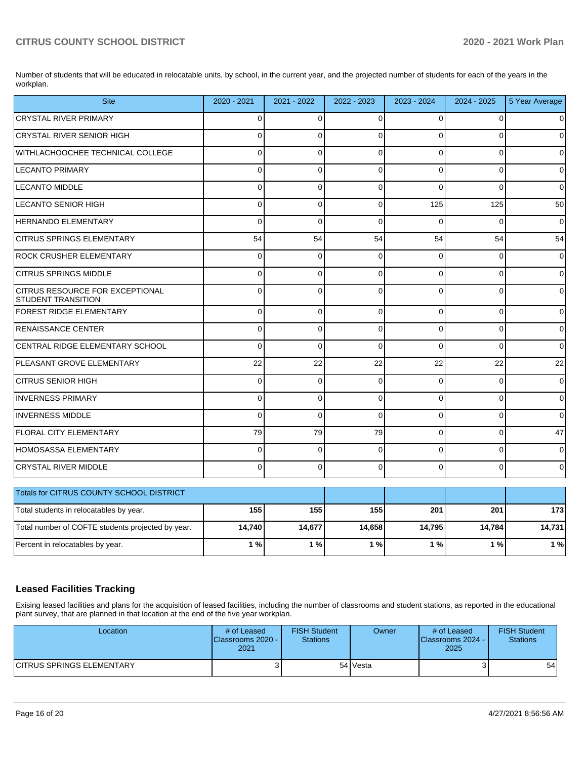Number of students that will be educated in relocatable units, by school, in the current year, and the projected number of students for each of the years in the workplan.

| Site | 2020 - 2021 | 2021 - 2022 | 2022 - 2023 | 2023 - 2024 | 2024 - 2025 | 5 Year Average |
|---|---|---|---|---|---|---|
| CRYSTAL RIVER PRIMARY | 0 | 0 | 0 | 0 | 0 | 0 |
| CRYSTAL RIVER SENIOR HIGH | 0 | 0 | 0 | 0 | 0 | 0 |
| WITHLACHOOCHEE TECHNICAL COLLEGE | 0 | 0 | 0 | 0 | 0 | 0 |
| LECANTO PRIMARY | 0 | 0 | 0 | 0 | 0 | 0 |
| LECANTO MIDDLE | 0 | 0 | 0 | 0 | 0 | 0 |
| LECANTO SENIOR HIGH | 0 | 0 | 0 | 125 | 125 | 50 |
| HERNANDO ELEMENTARY | 0 | 0 | 0 | 0 | 0 | 0 |
| CITRUS SPRINGS ELEMENTARY | 54 | 54 | 54 | 54 | 54 | 54 |
| ROCK CRUSHER ELEMENTARY | 0 | 0 | 0 | 0 | 0 | 0 |
| CITRUS SPRINGS MIDDLE | 0 | 0 | 0 | 0 | 0 | 0 |
| CITRUS RESOURCE FOR EXCEPTIONAL STUDENT TRANSITION | 0 | 0 | 0 | 0 | 0 | 0 |
| FOREST RIDGE ELEMENTARY | 0 | 0 | 0 | 0 | 0 | 0 |
| RENAISSANCE CENTER | 0 | 0 | 0 | 0 | 0 | 0 |
| CENTRAL RIDGE ELEMENTARY SCHOOL | 0 | 0 | 0 | 0 | 0 | 0 |
| PLEASANT GROVE ELEMENTARY | 22 | 22 | 22 | 22 | 22 | 22 |
| CITRUS SENIOR HIGH | 0 | 0 | 0 | 0 | 0 | 0 |
| INVERNESS PRIMARY | 0 | 0 | 0 | 0 | 0 | 0 |
| INVERNESS MIDDLE | 0 | 0 | 0 | 0 | 0 | 0 |
| FLORAL CITY ELEMENTARY | 79 | 79 | 79 | 0 | 0 | 47 |
| HOMOSASSA ELEMENTARY | 0 | 0 | 0 | 0 | 0 | 0 |
| CRYSTAL RIVER MIDDLE | 0 | 0 | 0 | 0 | 0 | 0 |

| Totals for CITRUS COUNTY SCHOOL DISTRICT | | | | | | |
|---|---|---|---|---|---|---|
| Total students in relocatables by year. | **155** | **155** | **155** | **201** | **201** | **173** |
| Total number of COFTE students projected by year. | **14,740** | **14,677** | **14,658** | **14,795** | **14,784** | **14,731** |
| Percent in relocatables by year. | **1 %** | **1 %** | **1 %** | **1 %** | **1 %** | **1 %** |

## Leased Facilities Tracking

Exising leased facilities and plans for the acquisition of leased facilities, including the number of classrooms and student stations, as reported in the educational plant survey, that are planned in that location at the end of the five year workplan.

| Location | # of Leased Classrooms 2020 - 2021 | FISH Student Stations | Owner | # of Leased Classrooms 2024 - 2025 | FISH Student Stations |
|---|---|---|---|---|---|
| CITRUS SPRINGS ELEMENTARY | 3 | 54 | Vesta | 3 | 54 |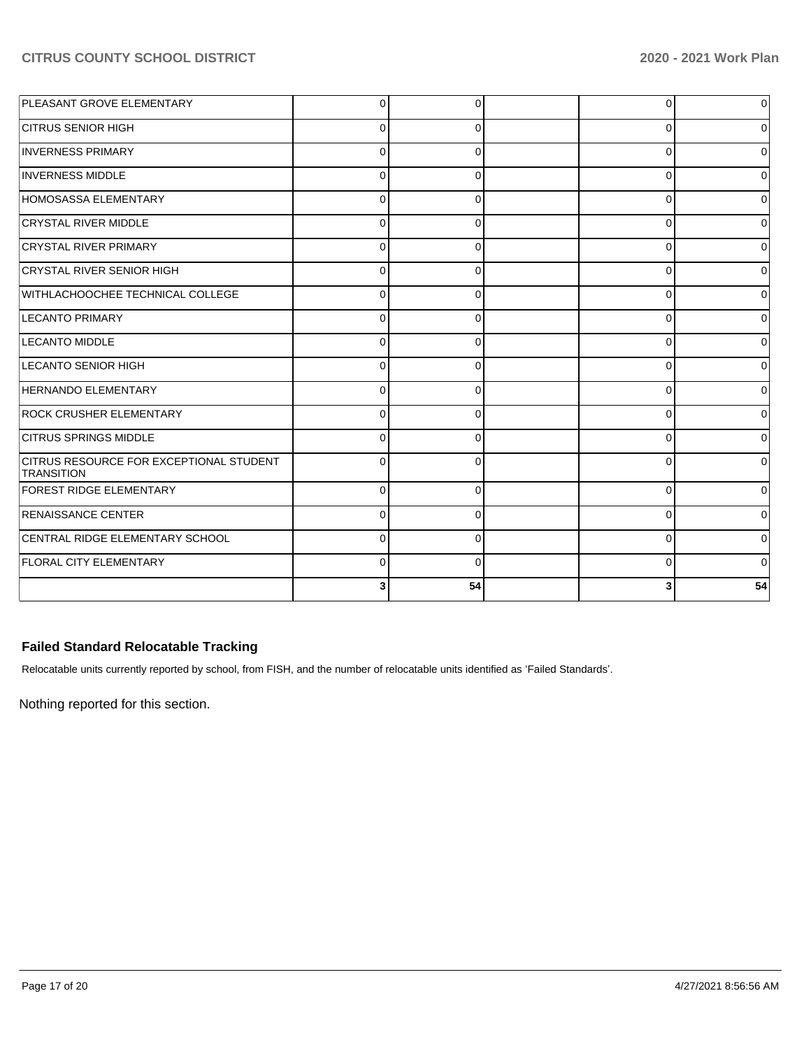| | | | | | |
|---|---|---|---|---|---|
| PLEASANT GROVE ELEMENTARY | 0 | 0 | | 0 | 0 |
| CITRUS SENIOR HIGH | 0 | 0 | | 0 | 0 |
| INVERNESS PRIMARY | 0 | 0 | | 0 | 0 |
| INVERNESS MIDDLE | 0 | 0 | | 0 | 0 |
| HOMOSASSA ELEMENTARY | 0 | 0 | | 0 | 0 |
| CRYSTAL RIVER MIDDLE | 0 | 0 | | 0 | 0 |
| CRYSTAL RIVER PRIMARY | 0 | 0 | | 0 | 0 |
| CRYSTAL RIVER SENIOR HIGH | 0 | 0 | | 0 | 0 |
| WITHLACHOOCHEE TECHNICAL COLLEGE | 0 | 0 | | 0 | 0 |
| LECANTO PRIMARY | 0 | 0 | | 0 | 0 |
| LECANTO MIDDLE | 0 | 0 | | 0 | 0 |
| LECANTO SENIOR HIGH | 0 | 0 | | 0 | 0 |
| HERNANDO ELEMENTARY | 0 | 0 | | 0 | 0 |
| ROCK CRUSHER ELEMENTARY | 0 | 0 | | 0 | 0 |
| CITRUS SPRINGS MIDDLE | 0 | 0 | | 0 | 0 |
| CITRUS RESOURCE FOR EXCEPTIONAL STUDENT TRANSITION | 0 | 0 | | 0 | 0 |
| FOREST RIDGE ELEMENTARY | 0 | 0 | | 0 | 0 |
| RENAISSANCE CENTER | 0 | 0 | | 0 | 0 |
| CENTRAL RIDGE ELEMENTARY SCHOOL | 0 | 0 | | 0 | 0 |
| FLORAL CITY ELEMENTARY | 0 | 0 | | 0 | 0 |
| | **3** | **54** | | **3** | **54** |

### Failed Standard Relocatable Tracking

Relocatable units currently reported by school, from FISH, and the number of relocatable units identified as 'Failed Standards'.

Nothing reported for this section.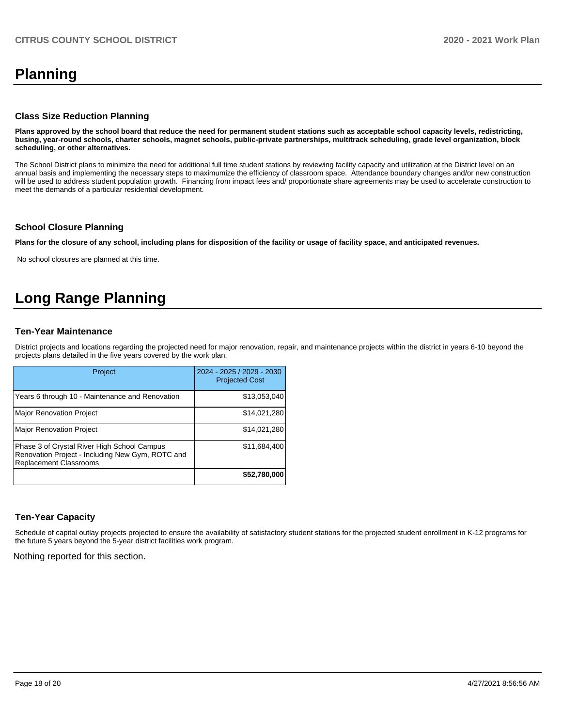# Planning

## Class Size Reduction Planning

**Plans approved by the school board that reduce the need for permanent student stations such as acceptable school capacity levels, redistricting, busing, year-round schools, charter schools, magnet schools, public-private partnerships, multitrack scheduling, grade level organization, block scheduling, or other alternatives.**

The School District plans to minimize the need for additional full time student stations by reviewing facility capacity and utilization at the District level on an annual basis and implementing the necessary steps to maximumize the efficiency of classroom space. Attendance boundary changes and/or new construction will be used to address student population growth. Financing from impact fees and/ proportionate share agreements may be used to accelerate construction to meet the demands of a particular residential development.

## School Closure Planning

**Plans for the closure of any school, including plans for disposition of the facility or usage of facility space, and anticipated revenues.**

No school closures are planned at this time.

# Long Range Planning

## Ten-Year Maintenance

District projects and locations regarding the projected need for major renovation, repair, and maintenance projects within the district in years 6-10 beyond the projects plans detailed in the five years covered by the work plan.

| Project | 2024 - 2025 / 2029 - 2030 Projected Cost |
|---|---|
| Years 6 through 10 - Maintenance and Renovation | $13,053,040 |
| Major Renovation Project | $14,021,280 |
| Major Renovation Project | $14,021,280 |
| Phase 3 of Crystal River High School Campus Renovation Project - Including New Gym, ROTC and Replacement Classrooms | $11,684,400 |
| | **$52,780,000** |

## Ten-Year Capacity

Schedule of capital outlay projects projected to ensure the availability of satisfactory student stations for the projected student enrollment in K-12 programs for the future 5 years beyond the 5-year district facilities work program.

Nothing reported for this section.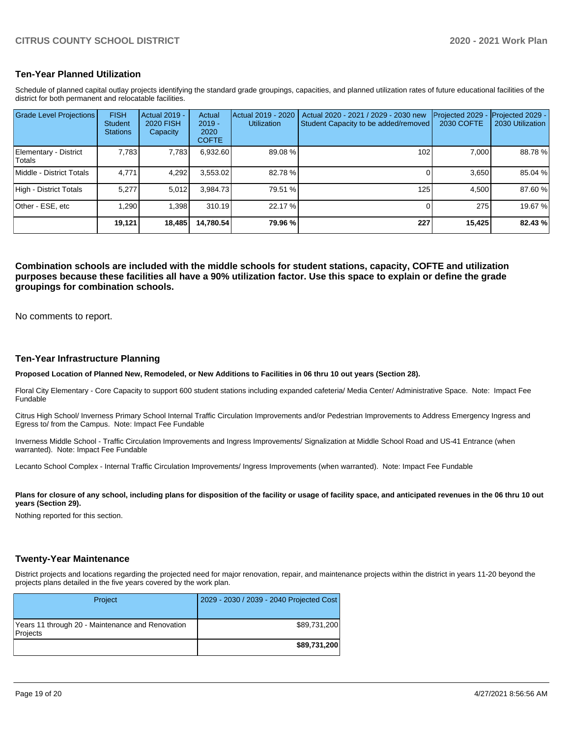## Ten-Year Planned Utilization

Schedule of planned capital outlay projects identifying the standard grade groupings, capacities, and planned utilization rates of future educational facilities of the district for both permanent and relocatable facilities.

| Grade Level Projections | FISH Student Stations | Actual 2019 - 2020 FISH Capacity | Actual 2019 - 2020 COFTE | Actual 2019 - 2020 Utilization | Actual 2020 - 2021 / 2029 - 2030 new Student Capacity to be added/removed | Projected 2029 - 2030 COFTE | Projected 2029 - 2030 Utilization |
|---|---|---|---|---|---|---|---|
| Elementary - District Totals | 7,783 | 7,783 | 6,932.60 | 89.08 % | 102 | 7,000 | 88.78 % |
| Middle - District Totals | 4,771 | 4,292 | 3,553.02 | 82.78 % | 0 | 3,650 | 85.04 % |
| High - District Totals | 5,277 | 5,012 | 3,984.73 | 79.51 % | 125 | 4,500 | 87.60 % |
| Other - ESE, etc | 1,290 | 1,398 | 310.19 | 22.17 % | 0 | 275 | 19.67 % |
| | **19,121** | **18,485** | **14,780.54** | **79.96 %** | **227** | **15,425** | **82.43 %** |

**Combination schools are included with the middle schools for student stations, capacity, COFTE and utilization purposes because these facilities all have a 90% utilization factor. Use this space to explain or define the grade groupings for combination schools.**

No comments to report.

## Ten-Year Infrastructure Planning

**Proposed Location of Planned New, Remodeled, or New Additions to Facilities in 06 thru 10 out years (Section 28).**

Floral City Elementary - Core Capacity to support 600 student stations including expanded cafeteria/ Media Center/ Administrative Space. Note: Impact Fee Fundable

Citrus High School/ Inverness Primary School Internal Traffic Circulation Improvements and/or Pedestrian Improvements to Address Emergency Ingress and Egress to/ from the Campus. Note: Impact Fee Fundable

Inverness Middle School - Traffic Circulation Improvements and Ingress Improvements/ Signalization at Middle School Road and US-41 Entrance (when warranted). Note: Impact Fee Fundable

Lecanto School Complex - Internal Traffic Circulation Improvements/ Ingress Improvements (when warranted). Note: Impact Fee Fundable

**Plans for closure of any school, including plans for disposition of the facility or usage of facility space, and anticipated revenues in the 06 thru 10 out years (Section 29).**

Nothing reported for this section.

## Twenty-Year Maintenance

District projects and locations regarding the projected need for major renovation, repair, and maintenance projects within the district in years 11-20 beyond the projects plans detailed in the five years covered by the work plan.

| Project | 2029 - 2030 / 2039 - 2040 Projected Cost |
|---|---|
| Years 11 through 20 - Maintenance and Renovation Projects | $89,731,200 |
| | **$89,731,200** |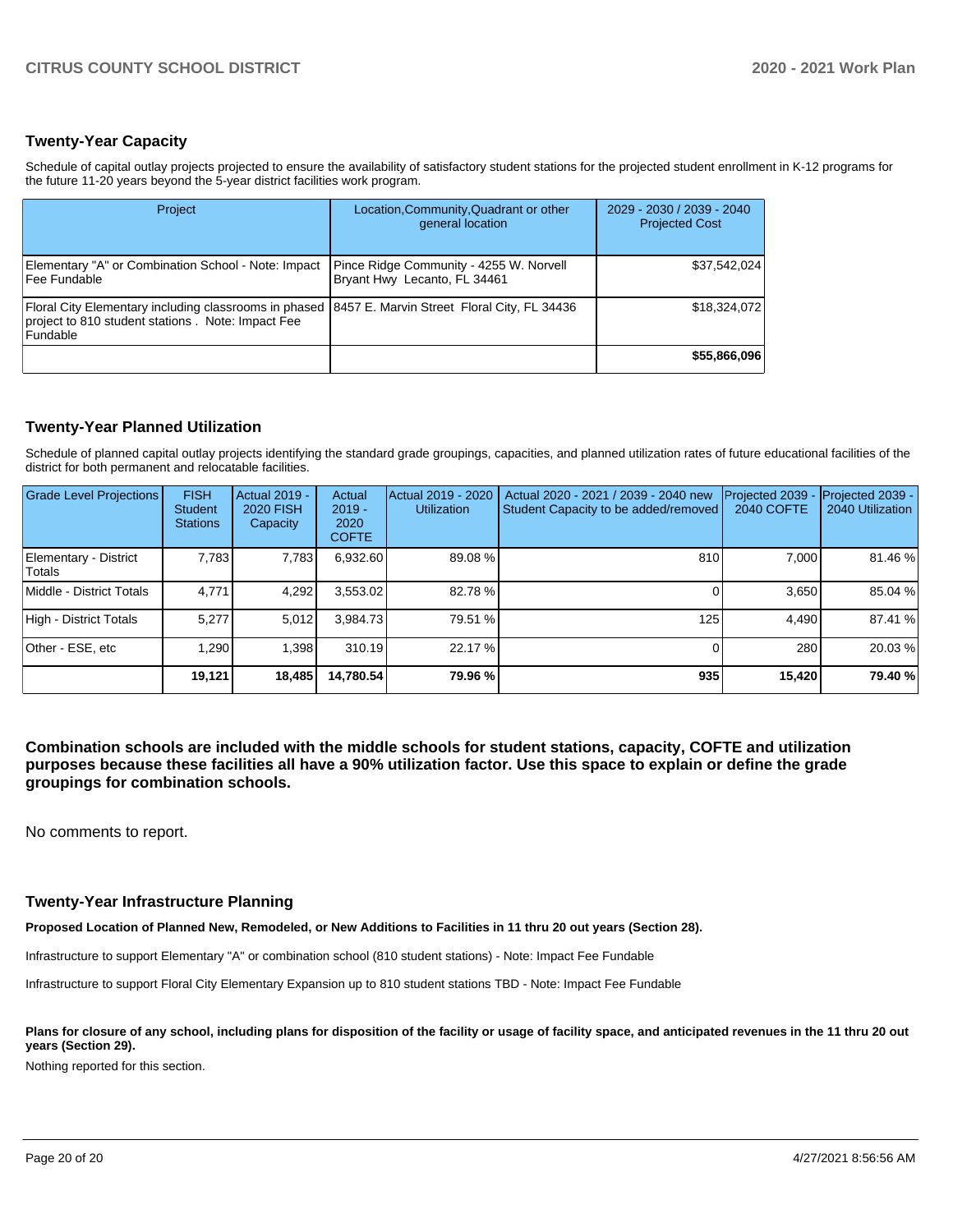## Twenty-Year Capacity

Schedule of capital outlay projects projected to ensure the availability of satisfactory student stations for the projected student enrollment in K-12 programs for the future 11-20 years beyond the 5-year district facilities work program.

| Project | Location,Community,Quadrant or other general location | 2029 - 2030 / 2039 - 2040 Projected Cost |
|---|---|---|
| Elementary "A" or Combination School - Note: Impact Fee Fundable | Pince Ridge Community - 4255 W. Norvell Bryant Hwy Lecanto, FL 34461 | $37,542,024 |
| Floral City Elementary including classrooms in phased project to 810 student stations . Note: Impact Fee Fundable | 8457 E. Marvin Street Floral City, FL 34436 | $18,324,072 |
| | | **$55,866,096** |

## Twenty-Year Planned Utilization

Schedule of planned capital outlay projects identifying the standard grade groupings, capacities, and planned utilization rates of future educational facilities of the district for both permanent and relocatable facilities.

| Grade Level Projections | FISH Student Stations | Actual 2019 - 2020 FISH Capacity | Actual 2019 - 2020 COFTE | Actual 2019 - 2020 Utilization | Actual 2020 - 2021 / 2039 - 2040 new Student Capacity to be added/removed | Projected 2039 - 2040 COFTE | Projected 2039 - 2040 Utilization |
|---|---|---|---|---|---|---|---|
| Elementary - District Totals | 7,783 | 7,783 | 6,932.60 | 89.08 % | 810 | 7,000 | 81.46 % |
| Middle - District Totals | 4,771 | 4,292 | 3,553.02 | 82.78 % | 0 | 3,650 | 85.04 % |
| High - District Totals | 5,277 | 5,012 | 3,984.73 | 79.51 % | 125 | 4,490 | 87.41 % |
| Other - ESE, etc | 1,290 | 1,398 | 310.19 | 22.17 % | 0 | 280 | 20.03 % |
| | **19,121** | **18,485** | **14,780.54** | **79.96 %** | **935** | **15,420** | **79.40 %** |

**Combination schools are included with the middle schools for student stations, capacity, COFTE and utilization purposes because these facilities all have a 90% utilization factor. Use this space to explain or define the grade groupings for combination schools.**

No comments to report.

## Twenty-Year Infrastructure Planning

**Proposed Location of Planned New, Remodeled, or New Additions to Facilities in 11 thru 20 out years (Section 28).**

Infrastructure to support Elementary "A" or combination school (810 student stations) - Note: Impact Fee Fundable

Infrastructure to support Floral City Elementary Expansion up to 810 student stations TBD - Note: Impact Fee Fundable

**Plans for closure of any school, including plans for disposition of the facility or usage of facility space, and anticipated revenues in the 11 thru 20 out years (Section 29).**

Nothing reported for this section.